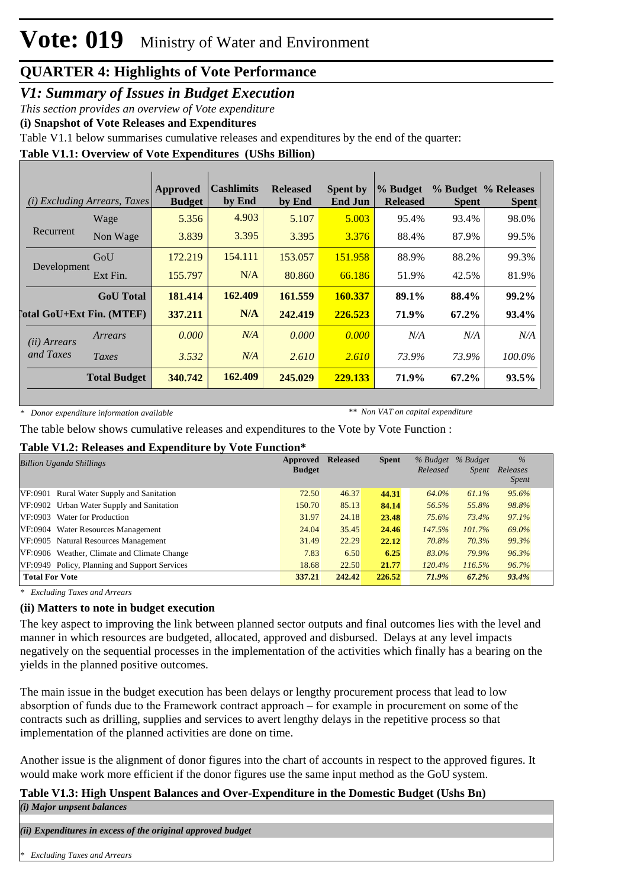# Vote: 019 Ministry of Water and Environment

## QUARTER 4: Highlights of Vote Performance

### *V1: Summary of Issues in Budget Execution*

*This section provides an overview of Vote expenditure*

**(i) Snapshot of Vote Releases and Expenditures**

Table V1.1 below summarises cumulative releases and expenditures by the end of the quarter:

**Table V1.1: Overview of Vote Expenditures (UShs Billion)**

| *(i) Excluding Arrears, Taxes* | | Approved Budget | Cashlimits by End | Released by End | Spent by End Jun | % Budget Released | % Budget Spent | % Releases Spent |
|---|---|---|---|---|---|---|---|---|
| Recurrent | Wage | 5.356 | 4.903 | 5.107 | 5.003 | 95.4% | 93.4% | 98.0% |
| | Non Wage | 3.839 | 3.395 | 3.395 | 3.376 | 88.4% | 87.9% | 99.5% |
| Development | GoU | 172.219 | 154.111 | 153.057 | 151.958 | 88.9% | 88.2% | 99.3% |
| | Ext Fin. | 155.797 | N/A | 80.860 | 66.186 | 51.9% | 42.5% | 81.9% |
| | **GoU Total** | **181.414** | **162.409** | **161.559** | **160.337** | **89.1%** | **88.4%** | **99.2%** |
| **Total GoU+Ext Fin. (MTEF)** | | **337.211** | **N/A** | **242.419** | **226.523** | **71.9%** | **67.2%** | **93.4%** |
| *(ii) Arrears and Taxes* | *Arrears* | *0.000* | *N/A* | *0.000* | *0.000* | *N/A* | *N/A* | *N/A* |
| | *Taxes* | *3.532* | *N/A* | *2.610* | *2.610* | *73.9%* | *73.9%* | *100.0%* |
| | **Total Budget** | **340.742** | **162.409** | **245.029** | **229.133** | **71.9%** | **67.2%** | **93.5%** |

\* *Donor expenditure information available* &nbsp;&nbsp;&nbsp; \*\* *Non VAT on capital expenditure*

The table below shows cumulative releases and expenditures to the Vote by Vote Function :

**Table V1.2: Releases and Expenditure by Vote Function\***

| *Billion Uganda Shillings* | Approved Budget | Released | Spent | *% Budget Released* | *% Budget Spent* | *% Releases Spent* |
|---|---|---|---|---|---|---|
| VF:0901 Rural Water Supply and Sanitation | 72.50 | 46.37 | **44.31** | *64.0%* | *61.1%* | *95.6%* |
| VF:0902 Urban Water Supply and Sanitation | 150.70 | 85.13 | **84.14** | *56.5%* | *55.8%* | *98.8%* |
| VF:0903 Water for Production | 31.97 | 24.18 | **23.48** | *75.6%* | *73.4%* | *97.1%* |
| VF:0904 Water Resources Management | 24.04 | 35.45 | **24.46** | *147.5%* | *101.7%* | *69.0%* |
| VF:0905 Natural Resources Management | 31.49 | 22.29 | **22.12** | *70.8%* | *70.3%* | *99.3%* |
| VF:0906 Weather, Climate and Climate Change | 7.83 | 6.50 | **6.25** | *83.0%* | *79.9%* | *96.3%* |
| VF:0949 Policy, Planning and Support Services | 18.68 | 22.50 | **21.77** | *120.4%* | *116.5%* | *96.7%* |
| **Total For Vote** | **337.21** | **242.42** | **226.52** | ***71.9%*** | ***67.2%*** | ***93.4%*** |

\* *Excluding Taxes and Arrears*

**(ii) Matters to note in budget execution**

The key aspect to improving the link between planned sector outputs and final outcomes lies with the level and manner in which resources are budgeted, allocated, approved and disbursed. Delays at any level impacts negatively on the sequential processes in the implementation of the activities which finally has a bearing on the yields in the planned positive outcomes.

The main issue in the budget execution has been delays or lengthy procurement process that lead to low absorption of funds due to the Framework contract approach – for example in procurement on some of the contracts such as drilling, supplies and services to avert lengthy delays in the repetitive process so that implementation of the planned activities are done on time.

Another issue is the alignment of donor figures into the chart of accounts in respect to the approved figures. It would make work more efficient if the donor figures use the same input method as the GoU system.

**Table V1.3: High Unspent Balances and Over-Expenditure in the Domestic Budget (Ushs Bn)**

| *(i) Major unpsent balances* |
|---|
| |
| ***(ii) Expenditures in excess of the original approved budget*** |
| |

\* *Excluding Taxes and Arrears*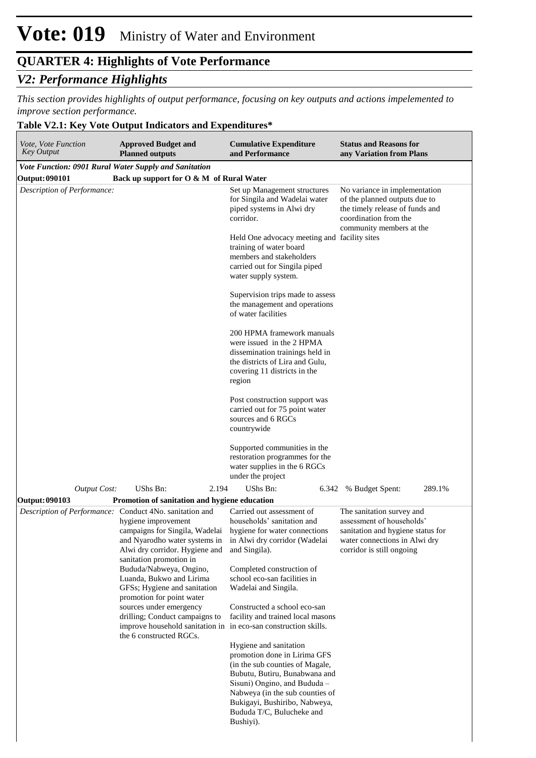# Vote: 019 Ministry of Water and Environment

## QUARTER 4: Highlights of Vote Performance

### *V2: Performance Highlights*

*This section provides highlights of output performance, focusing on key outputs and actions impelemented to improve section performance.*

**Table V2.1: Key Vote Output Indicators and Expenditures\***

| *Vote, Vote Function Key Output* | **Approved Budget and Planned outputs** | **Cumulative Expenditure and Performance** | **Status and Reasons for any Variation from Plans** |
|---|---|---|---|
| ***Vote Function: 0901 Rural Water Supply and Sanitation*** | | | |
| **Output: 090101** | **Back up support for O & M of Rural Water** | | |
| *Description of Performance:* | | Set up Management structures for Singila and Wadelai water piped systems in Alwi dry corridor.<br><br>Held One advocacy meeting and training of water board members and stakeholders carried out for Singila piped water supply system.<br><br>Supervision trips made to assess the management and operations of water facilities<br><br>200 HPMA framework manuals were issued in the 2 HPMA dissemination trainings held in the districts of Lira and Gulu, covering 11 districts in the region<br><br>Post construction support was carried out for 75 point water sources and 6 RGCs countrywide<br><br>Supported communities in the restoration programmes for the water supplies in the 6 RGCs under the project | No variance in implementation of the planned outputs due to the timely release of funds and coordination from the community members at the facility sites |
| *Output Cost:* | UShs Bn: 2.194 | UShs Bn: 6.342 | % Budget Spent: 289.1% |
| **Output: 090103** | **Promotion of sanitation and hygiene education** | | |
| *Description of Performance:* | Conduct 4No. sanitation and hygiene improvement campaigns for Singila, Wadelai and Nyarodho water systems in Alwi dry corridor. Hygiene and sanitation promotion in Bududa/Nabweya, Ongino, Luanda, Bukwo and Lirima GFSs; Hygiene and sanitation promotion for point water sources under emergency drilling; Conduct campaigns to improve household sanitation in the 6 constructed RGCs. | Carried out assessment of households' sanitation and hygiene for water connections in Alwi dry corridor (Wadelai and Singila).<br><br>Completed construction of school eco-san facilities in Wadelai and Singila.<br><br>Constructed a school eco-san facility and trained local masons in eco-san construction skills.<br><br>Hygiene and sanitation promotion done in Lirima GFS (in the sub counties of Magale, Bubutu, Butiru, Bunabwana and Sisuni) Ongino, and Bududa – Nabweya (in the sub counties of Bukigayi, Bushiribo, Nabweya, Bududa T/C, Bulucheke and Bushiyi). | The sanitation survey and assessment of households' sanitation and hygiene status for water connections in Alwi dry corridor is still ongoing |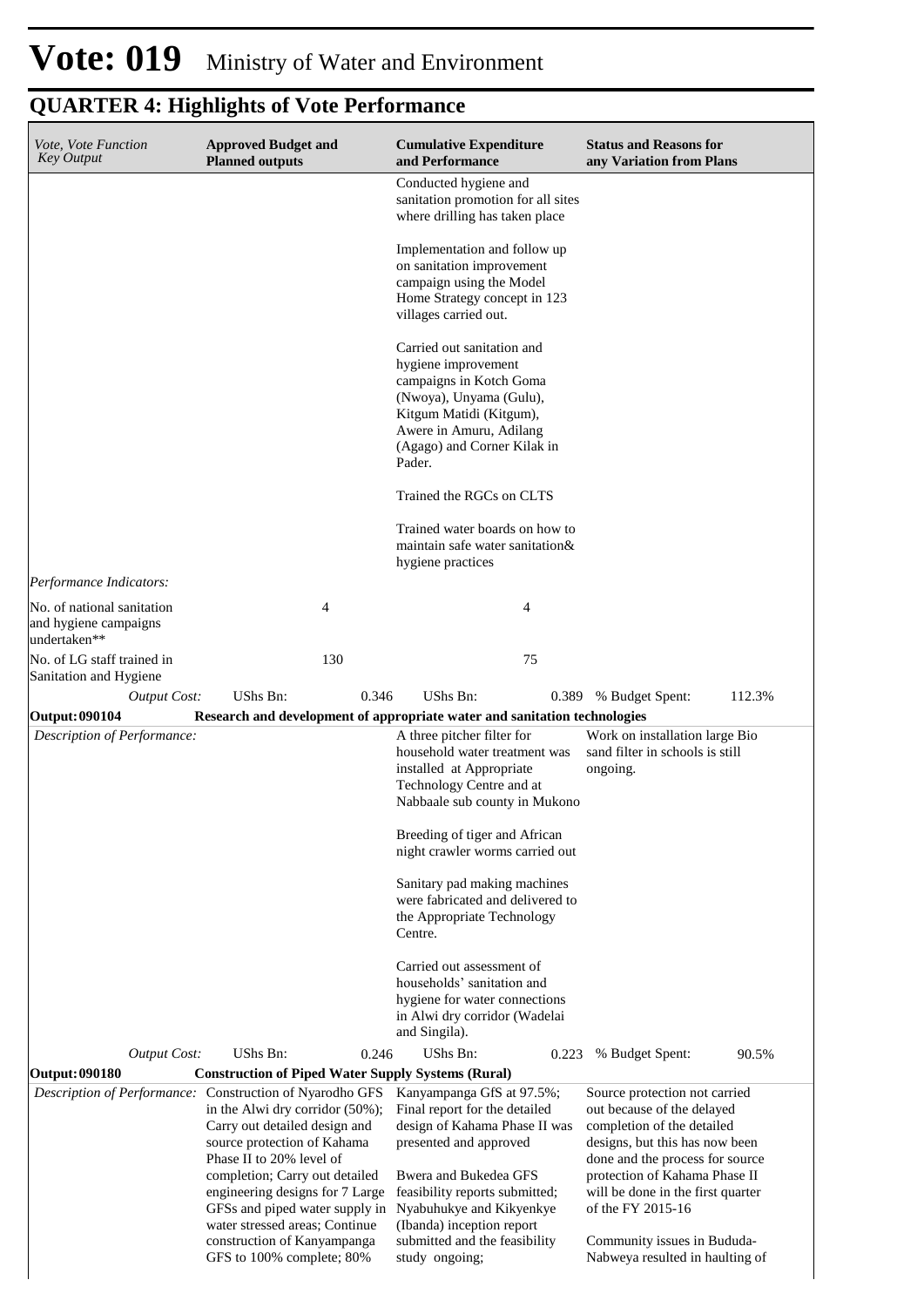# Vote: 019 Ministry of Water and Environment

## QUARTER 4: Highlights of Vote Performance

| *Vote, Vote Function Key Output* | **Approved Budget and Planned outputs** | **Cumulative Expenditure and Performance** | **Status and Reasons for any Variation from Plans** |
|---|---|---|---|
| | | Conducted hygiene and sanitation promotion for all sites where drilling has taken place<br><br>Implementation and follow up on sanitation improvement campaign using the Model Home Strategy concept in 123 villages carried out.<br><br>Carried out sanitation and hygiene improvement campaigns in Kotch Goma (Nwoya), Unyama (Gulu), Kitgum Matidi (Kitgum), Awere in Amuru, Adilang (Agago) and Corner Kilak in Pader.<br><br>Trained the RGCs on CLTS<br><br>Trained water boards on how to maintain safe water sanitation& hygiene practices | |
| *Performance Indicators:* | | | |
| No. of national sanitation and hygiene campaigns undertaken** | 4 | 4 | |
| No. of LG staff trained in Sanitation and Hygiene | 130 | 75 | |
| *Output Cost:* | UShs Bn: 0.346 | UShs Bn: 0.389 | % Budget Spent: 112.3% |
| **Output: 090104** | **Research and development of appropriate water and sanitation technologies** | | |
| *Description of Performance:* | | A three pitcher filter for household water treatment was installed at Appropriate Technology Centre and at Nabbaale sub county in Mukono<br><br>Breeding of tiger and African night crawler worms carried out<br><br>Sanitary pad making machines were fabricated and delivered to the Appropriate Technology Centre.<br><br>Carried out assessment of households' sanitation and hygiene for water connections in Alwi dry corridor (Wadelai and Singila). | Work on installation large Bio sand filter in schools is still ongoing. |
| *Output Cost:* | UShs Bn: 0.246 | UShs Bn: 0.223 | % Budget Spent: 90.5% |
| **Output: 090180** | **Construction of Piped Water Supply Systems (Rural)** | | |
| *Description of Performance:* | Construction of Nyarodho GFS in the Alwi dry corridor (50%); Carry out detailed design and source protection of Kahama Phase II to 20% level of completion; Carry out detailed engineering designs for 7 Large GFSs and piped water supply in water stressed areas; Continue construction of Kanyampanga GFS to 100% complete; 80% | Kanyampanga GfS at 97.5%; Final report for the detailed design of Kahama Phase II was presented and approved<br><br>Bwera and Bukedea GFS feasibility reports submitted; Nyabuhukye and Kikyenkye (Ibanda) inception report submitted and the feasibility study ongoing; | Source protection not carried out because of the delayed completion of the detailed designs, but this has now been done and the process for source protection of Kahama Phase II will be done in the first quarter of the FY 2015-16<br><br>Community issues in Bududa-Nabweya resulted in haulting of |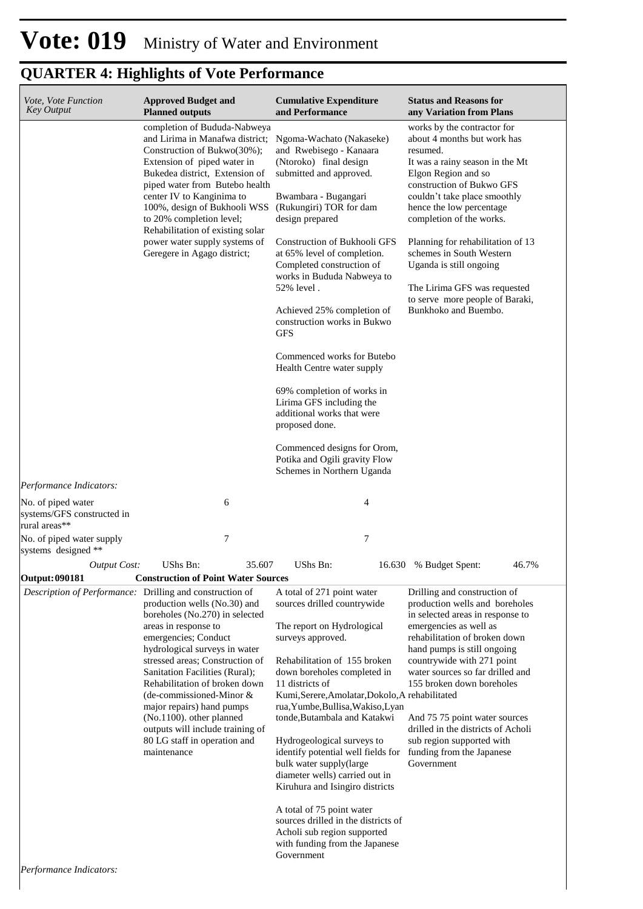# Vote: 019 Ministry of Water and Environment

## QUARTER 4: Highlights of Vote Performance

| *Vote, Vote Function Key Output* | **Approved Budget and Planned outputs** | **Cumulative Expenditure and Performance** | **Status and Reasons for any Variation from Plans** |
|---|---|---|---|
| | completion of Bududa-Nabweya and Lirima in Manafwa district; Construction of Bukwo(30%); Extension of piped water in Bukedea district, Extension of piped water from Butebo health center IV to Kanginima to 100%, design of Bukhooli WSS to 20% completion level; Rehabilitation of existing solar power water supply systems of Geregere in Agago district; | Ngoma-Wachato (Nakaseke) and Rwebisego - Kanaara (Ntoroko) final design submitted and approved.<br><br>Bwambara - Bugangari (Rukungiri) TOR for dam design prepared<br><br>Construction of Bukhooli GFS at 65% level of completion. Completed construction of works in Bududa Nabweya to 52% level .<br><br>Achieved 25% completion of construction works in Bukwo GFS<br><br>Commenced works for Butebo Health Centre water supply<br><br>69% completion of works in Lirima GFS including the additional works that were proposed done.<br><br>Commenced designs for Orom, Potika and Ogili gravity Flow Schemes in Northern Uganda | works by the contractor for about 4 months but work has resumed.<br>It was a rainy season in the Mt Elgon Region and so construction of Bukwo GFS couldn't take place smoothly hence the low percentage completion of the works.<br><br>Planning for rehabilitation of 13 schemes in South Western Uganda is still ongoing<br><br>The Lirima GFS was requested to serve more people of Baraki, Bunkhoko and Buembo. |
| *Performance Indicators:* | | | |
| No. of piped water systems/GFS constructed in rural areas** | 6 | 4 | |
| No. of piped water supply systems designed ** | 7 | 7 | |
| *Output Cost:* | UShs Bn: 35.607 | UShs Bn: 16.630 | % Budget Spent: 46.7% |
| **Output: 090181** | **Construction of Point Water Sources** | | |
| *Description of Performance:* | Drilling and construction of production wells (No.30) and boreholes (No.270) in selected areas in response to emergencies; Conduct hydrological surveys in water stressed areas; Construction of Sanitation Facilities (Rural); Rehabilitation of broken down (de-commissioned-Minor & major repairs) hand pumps (No.1100). other planned outputs will include training of 80 LG staff in operation and maintenance | A total of 271 point water sources drilled countrywide<br><br>The report on Hydrological surveys approved.<br><br>Rehabilitation of 155 broken down boreholes completed in 11 districts of Kumi,Serere,Amolatar,Dokolo,Arua,Yumbe,Bullisa,Wakiso,Lyantonde,Butambala and Katakwi<br><br>Hydrogeological surveys to identify potential well fields for bulk water supply(large diameter wells) carried out in Kiruhura and Isingiro districts<br><br>A total of 75 point water sources drilled in the districts of Acholi sub region supported with funding from the Japanese Government | Drilling and construction of production wells and boreholes in selected areas in response to emergencies as well as rehabilitation of broken down hand pumps is still ongoing countrywide with 271 point water sources so far drilled and 155 broken down boreholes rehabilitated<br><br>And 75 75 point water sources drilled in the districts of Acholi sub region supported with funding from the Japanese Government |
| *Performance Indicators:* | | | |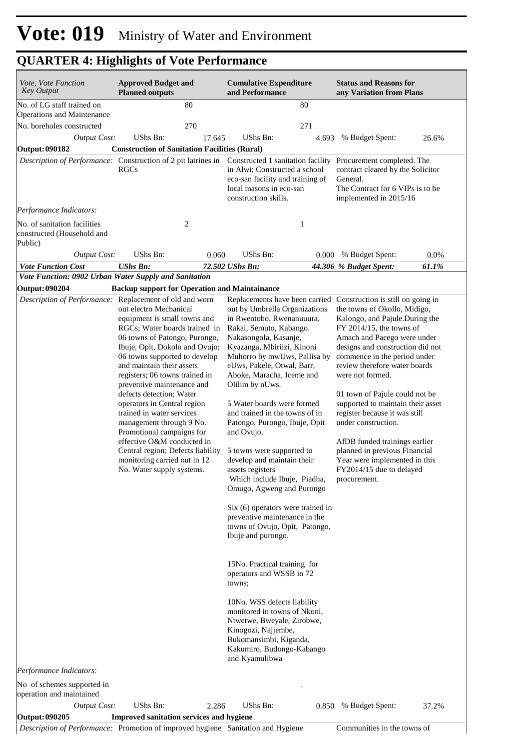# Vote: 019 Ministry of Water and Environment

## QUARTER 4: Highlights of Vote Performance

| *Vote, Vote Function Key Output* | **Approved Budget and Planned outputs** | **Cumulative Expenditure and Performance** | **Status and Reasons for any Variation from Plans** |
|---|---|---|---|
| No. of LG staff trained on Operations and Maintenance | 80 | 80 | |
| No. boreholes constructed | 270 | 271 | |
| *Output Cost:* | UShs Bn: 17.645 | UShs Bn: 4.693 | % Budget Spent: 26.6% |
| **Output: 090182** | **Construction of Sanitation Facilities (Rural)** | | |
| *Description of Performance:* | Construction of 2 pit latrines in RGCs | Constructed 1 sanitation facility in Alwi; Constructed a school eco-san facility and training of local masons in eco-san construction skills. | Procurement completed. The contract cleared by the Solicitor General.<br>The Contract for 6 VIPs is to be implemented in 2015/16 |
| *Performance Indicators:* | | | |
| No. of sanitation facilities constructed (Household and Public) | 2 | 1 | |
| *Output Cost:* | UShs Bn: 0.060 | UShs Bn: 0.000 | % Budget Spent: 0.0% |
| ***Vote Function Cost*** | ***UShs Bn: 72.502*** | ***UShs Bn: 44.306*** | ***% Budget Spent: 61.1%*** |
| ***Vote Function: 0902 Urban Water Supply and Sanitation*** | | | |
| **Output: 090204** | **Backup support for Operation and Maintainance** | | |
| *Description of Performance:* | Replacement of old and worn out electro Mechanical equipment is small towns and RGCs; Water boards trained in 06 towns of Patongo, Purongo, Ibuje, Opit, Dokolo and Ovujo; 06 towns supported to develop and maintain their assets registers; 06 towns trained in preventive maintenance and defects detection; Water operators in Central region trained in water services management through 9 No. Promotional campaigns for effective O&M conducted in Central region; Defects liability monitoring carried out in 12 No. Water supply systems. | Replacements have been carried out by Umbrella Organizations in Rwentobo, Rwenanuuura, Rakai, Semuto, Kabango. Nakasongola, Kasanje, Kyazanga, Mbiriizi, Kinoni Muhorro by mwUws, Pallisa by eUws, Pakele, Otwal, Barr, Aboke, Maracha, Iceme and Olilim by nUws.<br><br>5 Water boards were formed and trained in the towns of in Patongo, Purongo, Ibuje, Opit and Ovujo.<br><br>5 towns were supported to develop and maintain their assets registers<br>Which include Ibuje, Piadha, Omugo, Agweng and Purongo<br><br>Six (6) operators were trained in preventive maintenance in the towns of Ovujo, Opit, Patongo, Ibuje and purongo.<br><br>15No. Practical training for operators and WSSB in 72 towns;<br><br>10No. WSS defects liability monitored in towns of Nkoni, Ntwetwe, Bweyale, Zirobwe, Kinogozi, Najjembe, Bukomansimbi, Kiganda, Kakumiro, Budongo-Kabango and Kyamulibwa | Construction is still on going in the towns of Okollo, Midigo, Kalongo, and Pajule.During the FY 2014/15, the towns of Amach and Pacego were under designs and construction did not commence in the period under review therefore water boards were not formed.<br><br>01 town of Pajule could not be supported to maintain their asset register because it was still under construction.<br><br>AfDB funded trainings earlier planned in previous Financial Year were implemented in this FY2014/15 due to delayed procurement. |
| *Performance Indicators:* | | | |
| No of schemes supported in operation and maintained | | . | |
| *Output Cost:* | UShs Bn: 2.286 | UShs Bn: 0.850 | % Budget Spent: 37.2% |
| **Output: 090205** | **Improved sanitation services and hygiene** | | |
| *Description of Performance:* | Promotion of improved hygiene | Sanitation and Hygiene | Communities in the towns of |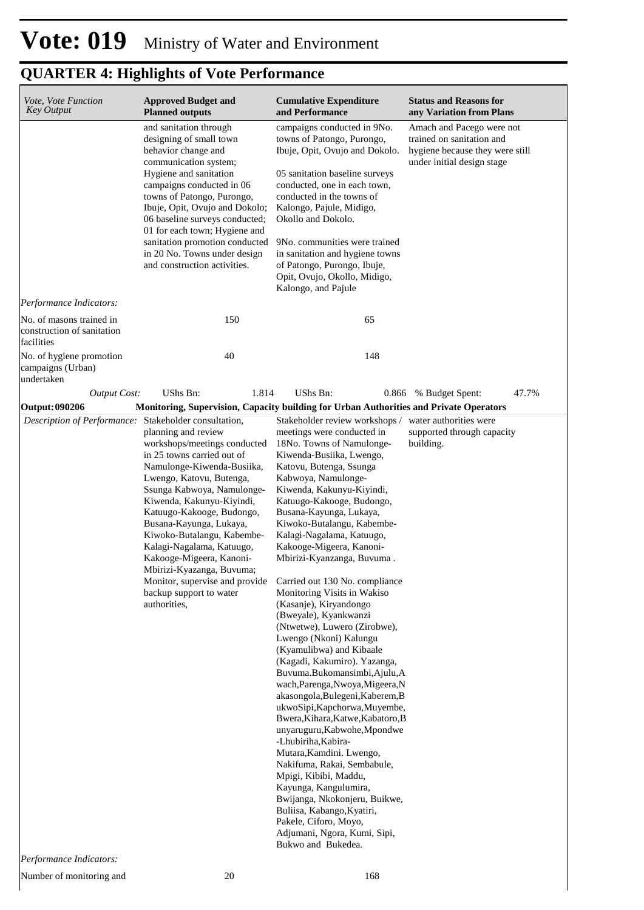# Vote: 019 Ministry of Water and Environment

## QUARTER 4: Highlights of Vote Performance

| *Vote, Vote Function Key Output* | **Approved Budget and Planned outputs** | **Cumulative Expenditure and Performance** | **Status and Reasons for any Variation from Plans** |
|---|---|---|---|
| | and sanitation through designing of small town behavior change and communication system; Hygiene and sanitation campaigns conducted in 06 towns of Patongo, Purongo, Ibuje, Opit, Ovujo and Dokolo; 06 baseline surveys conducted; 01 for each town; Hygiene and sanitation promotion conducted in 20 No. Towns under design and construction activities. | campaigns conducted in 9No. towns of Patongo, Purongo, Ibuje, Opit, Ovujo and Dokolo.<br><br>05 sanitation baseline surveys conducted, one in each town, conducted in the towns of Kalongo, Pajule, Midigo, Okollo and Dokolo.<br><br>9No. communities were trained in sanitation and hygiene towns of Patongo, Purongo, Ibuje, Opit, Ovujo, Okollo, Midigo, Kalongo, and Pajule | Amach and Pacego were not trained on sanitation and hygiene because they were still under initial design stage |
| *Performance Indicators:* | | | |
| No. of masons trained in construction of sanitation facilities | 150 | 65 | |
| No. of hygiene promotion campaigns (Urban) undertaken | 40 | 148 | |
| *Output Cost:* | UShs Bn: 1.814 | UShs Bn: 0.866 | % Budget Spent: 47.7% |
| **Output: 090206** | **Monitoring, Supervision, Capacity building for Urban Authorities and Private Operators** | | |
| *Description of Performance:* | Stakeholder consultation, planning and review workshops/meetings conducted in 25 towns carried out of Namulonge-Kiwenda-Busiika, Lwengo, Katovu, Butenga, Ssunga Kabwoya, Namulonge-Kiwenda, Kakunyu-Kiyindi, Katuugo-Kakooge, Budongo, Busana-Kayunga, Lukaya, Kiwoko-Butalangu, Kabembe-Kalagi-Nagalama, Katuugo, Kakooge-Migeera, Kanoni-Mbirizi-Kyazanga, Buvuma; Monitor, supervise and provide backup support to water authorities, | Stakeholder review workshops / meetings were conducted in 18No. Towns of Namulonge-Kiwenda-Busiika, Lwengo, Katovu, Butenga, Ssunga Kabwoya, Namulonge-Kiwenda, Kakunyu-Kiyindi, Katuugo-Kakooge, Budongo, Busana-Kayunga, Lukaya, Kiwoko-Butalangu, Kabembe-Kalagi-Nagalama, Katuugo, Kakooge-Migeera, Kanoni-Mbirizi-Kyanzanga, Buvuma .<br><br>Carried out 130 No. compliance Monitoring Visits in Wakiso (Kasanje), Kiryandongo (Bweyale), Kyankwanzi (Ntwetwe), Luwero (Zirobwe), Lwengo (Nkoni) Kalungu (Kyamulibwa) and Kibaale (Kagadi, Kakumiro). Yazanga, Buvuma.Bukomansimbi,Ajulu,Awach,Parenga,Nwoya,Migeera,Nakasongola,Bulegeni,Kaberem,BukwoSipi,Kapchorwa,Muyembe,Bwera,Kihara,Katwe,Kabatoro,Bunyaruguru,Kabwohe,Mpondwe-Lhubiriha,Kabira-Mutara,Kamdini. Lwengo, Nakifuma, Rakai, Sembabule, Mpigi, Kibibi, Maddu, Kayunga, Kangulumira, Bwijanga, Nkokonjeru, Buikwe, Buliisa, Kabango,Kyatiri, Pakele, Ciforo, Moyo, Adjumani, Ngora, Kumi, Sipi, Bukwo and Bukedea. | water authorities were supported through capacity building. |
| *Performance Indicators:* | | | |
| Number of monitoring and | 20 | 168 | |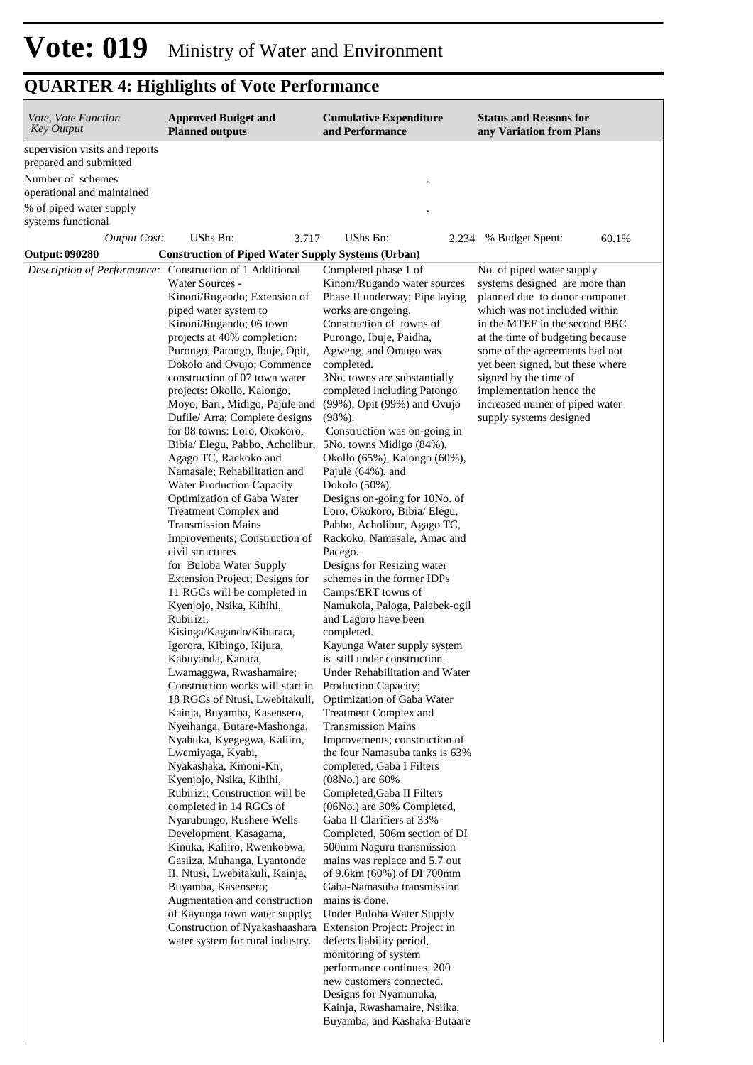# Vote: 019 Ministry of Water and Environment

## QUARTER 4: Highlights of Vote Performance

| *Vote, Vote Function Key Output* | **Approved Budget and Planned outputs** | **Cumulative Expenditure and Performance** | **Status and Reasons for any Variation from Plans** |
|---|---|---|---|
| supervision visits and reports prepared and submitted | | | |
| Number of schemes operational and maintained | | . | |
| % of piped water supply systems functional | | . | |
| *Output Cost:* | UShs Bn: 3.717 | UShs Bn: 2.234 | % Budget Spent: 60.1% |
| **Output: 090280** | **Construction of Piped Water Supply Systems (Urban)** | | |
| *Description of Performance:* | Construction of 1 Additional Water Sources - Kinoni/Rugando; Extension of piped water system to Kinoni/Rugando; 06 town projects at 40% completion: Purongo, Patongo, Ibuje, Opit, Dokolo and Ovujo; Commence construction of 07 town water projects: Okollo, Kalongo, Moyo, Barr, Midigo, Pajule and Dufile/ Arra; Complete designs for 08 towns: Loro, Okokoro, Bibia/ Elegu, Pabbo, Acholibur, Agago TC, Rackoko and Namasale; Rehabilitation and Water Production Capacity Optimization of Gaba Water Treatment Complex and Transmission Mains Improvements; Construction of civil structures for Buloba Water Supply Extension Project; Designs for 11 RGCs will be completed in Kyenjojo, Nsika, Kihihi, Rubirizi, Kisinga/Kagando/Kiburara, Igorora, Kibingo, Kijura, Kabuyanda, Kanara, Lwamaggwa, Rwashamaire; Construction works will start in 18 RGCs of Ntusi, Lwebitakuli, Kainja, Buyamba, Kasensero, Nyeihanga, Butare-Mashonga, Nyahuka, Kyegegwa, Kaliiro, Lwemiyaga, Kyabi, Nyakashaka, Kinoni-Kir, Kyenjojo, Nsika, Kihihi, Rubirizi; Construction will be completed in 14 RGCs of Nyarubungo, Rushere Wells Development, Kasagama, Kinuka, Kaliiro, Rwenkobwa, Gasiiza, Muhanga, Lyantonde II, Ntusi, Lwebitakuli, Kainja, Buyamba, Kasensero; Augmentation and construction of Kayunga town water supply; Construction of Nyakashaashara water system for rural industry. | Completed phase 1 of Kinoni/Rugando water sources Phase II underway; Pipe laying works are ongoing. Construction of towns of Purongo, Ibuje, Paidha, Agweng, and Omugo was completed. 3No. towns are substantially completed including Patongo (99%), Opit (99%) and Ovujo (98%). Construction was on-going in 5No. towns Midigo (84%), Okollo (65%), Kalongo (60%), Pajule (64%), and Dokolo (50%). Designs on-going for 10No. of Loro, Okokoro, Bibia/ Elegu, Pabbo, Acholibur, Agago TC, Rackoko, Namasale, Amac and Pacego. Designs for Resizing water schemes in the former IDPs Camps/ERT towns of Namukola, Paloga, Palabek-ogil and Lagoro have been completed. Kayunga Water supply system is still under construction. Under Rehabilitation and Water Production Capacity; Optimization of Gaba Water Treatment Complex and Transmission Mains Improvements; construction of the four Namasuba tanks is 63% completed, Gaba I Filters (08No.) are 60% Completed,Gaba II Filters (06No.) are 30% Completed, Gaba II Clarifiers at 33% Completed, 506m section of DI 500mm Naguru transmission mains was replace and 5.7 out of 9.6km (60%) of DI 700mm Gaba-Namasuba transmission mains is done. Under Buloba Water Supply Extension Project: Project in defects liability period, monitoring of system performance continues, 200 new customers connected. Designs for Nyamunuka, Kainja, Rwashamaire, Nsiika, Buyamba, and Kashaka-Butaare | No. of piped water supply systems designed are more than planned due to donor componet which was not included within in the MTEF in the second BBC at the time of budgeting because some of the agreements had not yet been signed, but these where signed by the time of implementation hence the increased numer of piped water supply systems designed |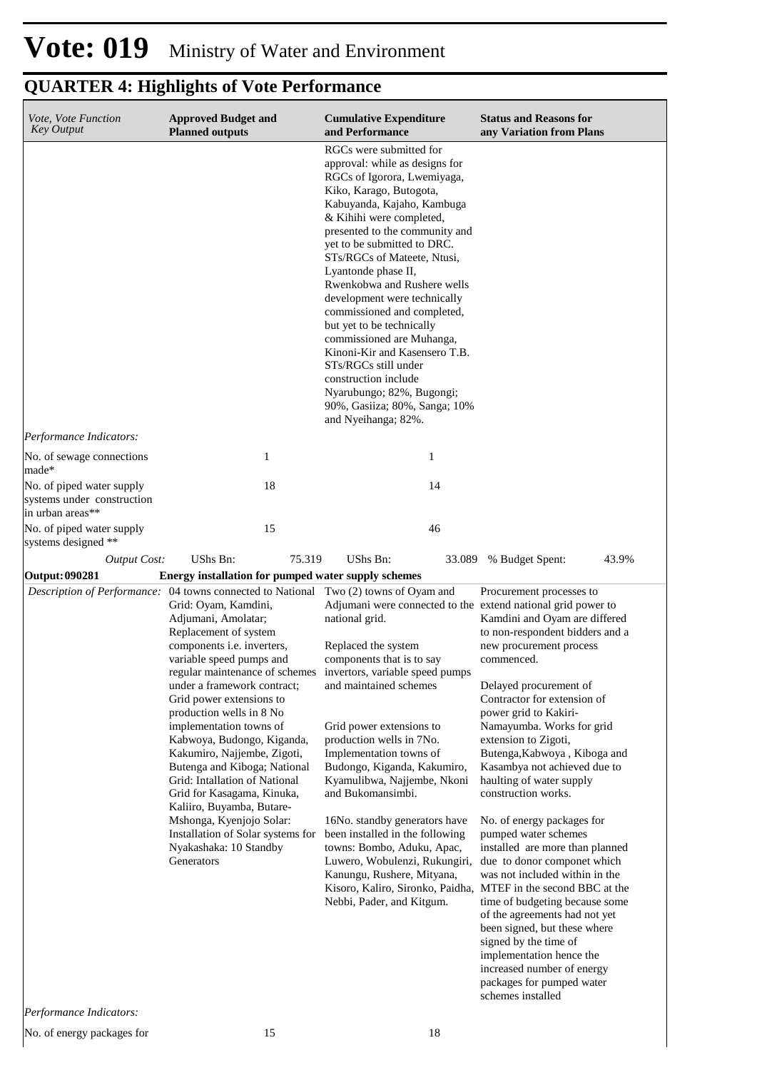# Vote: 019 Ministry of Water and Environment

## QUARTER 4: Highlights of Vote Performance

| *Vote, Vote Function Key Output* | **Approved Budget and Planned outputs** | **Cumulative Expenditure and Performance** | **Status and Reasons for any Variation from Plans** |
|---|---|---|---|
| | | RGCs were submitted for approval: while as designs for RGCs of Igorora, Lwemiyaga, Kiko, Karago, Butogota, Kabuyanda, Kajaho, Kambuga & Kihihi were completed, presented to the community and yet to be submitted to DRC. STs/RGCs of Mateete, Ntusi, Lyantonde phase II, Rwenkobwa and Rushere wells development were technically commissioned and completed, but yet to be technically commissioned are Muhanga, Kinoni-Kir and Kasensero T.B. STs/RGCs still under construction include Nyarubungo; 82%, Bugongi; 90%, Gasiiza; 80%, Sanga; 10% and Nyeihanga; 82%. | |
| *Performance Indicators:* | | | |
| No. of sewage connections made* | 1 | 1 | |
| No. of piped water supply systems under construction in urban areas** | 18 | 14 | |
| No. of piped water supply systems designed ** | 15 | 46 | |
| *Output Cost:* | UShs Bn: 75.319 | UShs Bn: 33.089 | % Budget Spent: 43.9% |
| **Output: 090281** | **Energy installation for pumped water supply schemes** | | |
| *Description of Performance:* | 04 towns connected to National Grid: Oyam, Kamdini, Adjumani, Amolatar; Replacement of system components i.e. inverters, variable speed pumps and regular maintenance of schemes under a framework contract; Grid power extensions to production wells in 8 No implementation towns of Kabwoya, Budongo, Kiganda, Kakumiro, Najjembe, Zigoti, Butenga and Kiboga; National Grid: Intallation of National Grid for Kasagama, Kinuka, Kaliiro, Buyamba, Butare-Mshonga, Kyenjojo Solar: Installation of Solar systems for Nyakashaka: 10 Standby Generators | Two (2) towns of Oyam and Adjumani were connected to the national grid.<br><br>Replaced the system components that is to say invertors, variable speed pumps and maintained schemes<br><br>Grid power extensions to production wells in 7No. Implementation towns of Budongo, Kiganda, Kakumiro, Kyamulibwa, Najjembe, Nkoni and Bukomansimbi.<br><br>16No. standby generators have been installed in the following towns: Bombo, Aduku, Apac, Luwero, Wobulenzi, Rukungiri, Kanungu, Rushere, Mityana, Kisoro, Kaliro, Sironko, Paidha, Nebbi, Pader, and Kitgum. | Procurement processes to extend national grid power to Kamdini and Oyam are differed to non-respondent bidders and a new procurement process commenced.<br><br>Delayed procurement of Contractor for extension of power grid to Kakiri-Namayumba. Works for grid extension to Zigoti, Butenga,Kabwoya , Kiboga and Kasambya not achieved due to haulting of water supply construction works.<br><br>No. of energy packages for pumped water schemes installed are more than planned due to donor componet which was not included within in the MTEF in the second BBC at the time of budgeting because some of the agreements had not yet been signed, but these where signed by the time of implementation hence the increased number of energy packages for pumped water schemes installed |
| *Performance Indicators:* | | | |
| No. of energy packages for | 15 | 18 | |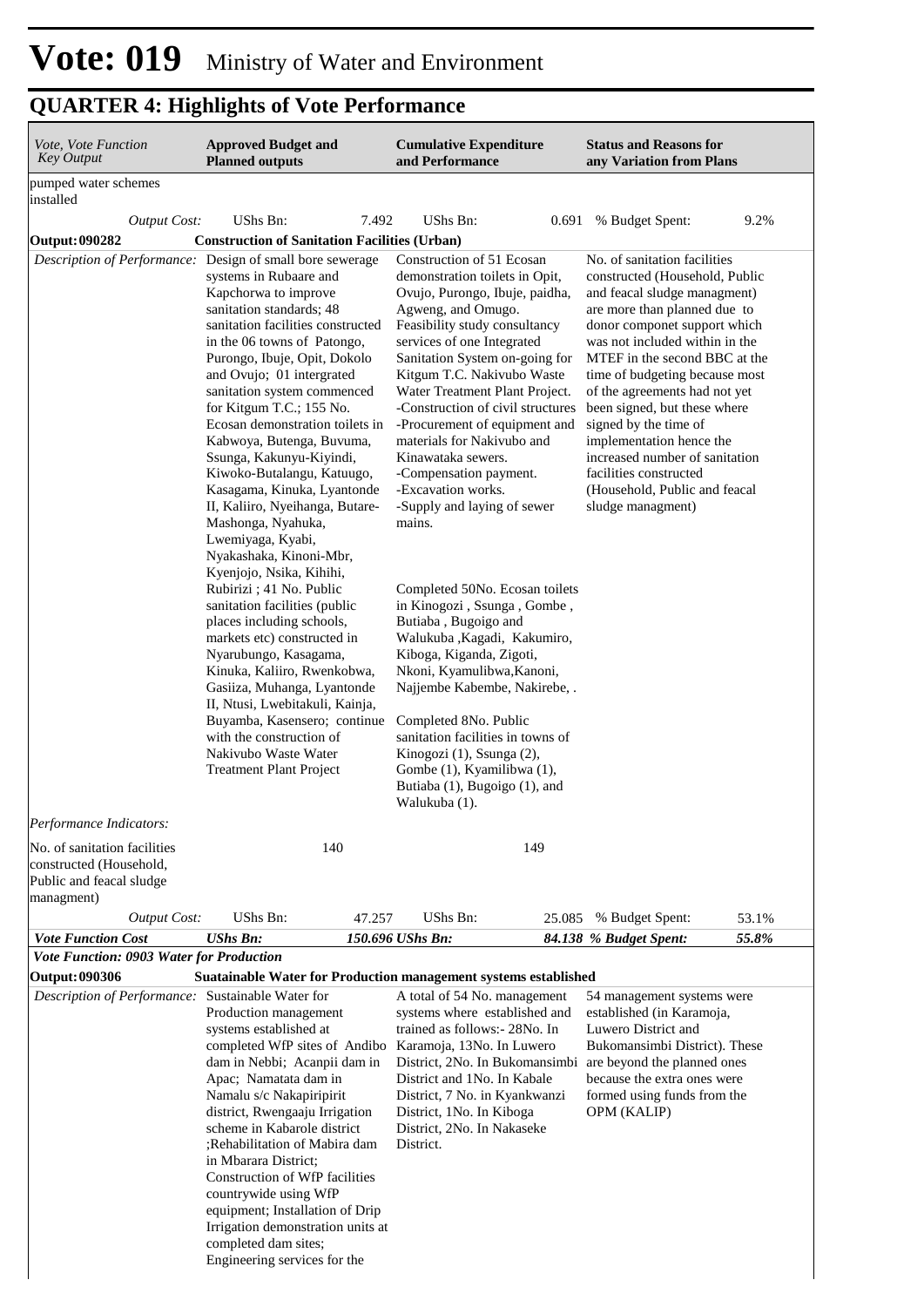# Vote: 019 Ministry of Water and Environment

## QUARTER 4: Highlights of Vote Performance

| Vote, Vote Function Key Output | Approved Budget and Planned outputs | | Cumulative Expenditure and Performance | | Status and Reasons for any Variation from Plans | |
|---|---|---|---|---|---|---|
| pumped water schemes installed | | | | | | |
| *Output Cost:* | UShs Bn: | 7.492 | UShs Bn: | 0.691 | % Budget Spent: | 9.2% |
| **Output: 090282** | **Construction of Sanitation Facilities (Urban)** | | | | | |
| *Description of Performance:* | Design of small bore sewerage systems in Rubaare and Kapchorwa to improve sanitation standards; 48 sanitation facilities constructed in the 06 towns of Patongo, Purongo, Ibuje, Opit, Dokolo and Ovujo; 01 intergrated sanitation system commenced for Kitgum T.C.; 155 No. Ecosan demonstration toilets in Kabwoya, Butenga, Buvuma, Ssunga, Kakunyu-Kiyindi, Kiwoko-Butalangu, Katuugo, Kasagama, Kinuka, Lyantonde II, Kaliiro, Nyeihanga, Butare-Mashonga, Nyahuka, Lwemiyaga, Kyabi, Nyakashaka, Kinoni-Mbr, Kyenjojo, Nsika, Kihihi, Rubirizi ; 41 No. Public sanitation facilities (public places including schools, markets etc) constructed in Nyarubungo, Kasagama, Kinuka, Kaliiro, Rwenkobwa, Gasiiza, Muhanga, Lyantonde II, Ntusi, Lwebitakuli, Kainja, Buyamba, Kasensero; continue with the construction of Nakivubo Waste Water Treatment Plant Project | | Construction of 51 Ecosan demonstration toilets in Opit, Ovujo, Purongo, Ibuje, paidha, Agweng, and Omugo. Feasibility study consultancy services of one Integrated Sanitation System on-going for Kitgum T.C. Nakivubo Waste Water Treatment Plant Project. -Construction of civil structures -Procurement of equipment and materials for Nakivubo and Kinawataka sewers. -Compensation payment. -Excavation works. -Supply and laying of sewer mains.<br><br>Completed 50No. Ecosan toilets in Kinogozi , Ssunga , Gombe , Butiaba , Bugoigo and Walukuba ,Kagadi, Kakumiro, Kiboga, Kiganda, Zigoti, Nkoni, Kyamulibwa,Kanoni, Najjembe Kabembe, Nakirebe, .<br><br>Completed 8No. Public sanitation facilities in towns of Kinogozi (1), Ssunga (2), Gombe (1), Kyamilibwa (1), Butiaba (1), Bugoigo (1), and Walukuba (1). | | No. of sanitation facilities constructed (Household, Public and feacal sludge managment) are more than planned due to donor componet support which was not included within in the MTEF in the second BBC at the time of budgeting because most of the agreements had not yet been signed, but these where signed by the time of implementation hence the increased number of sanitation facilities constructed (Household, Public and feacal sludge managment) | |
| *Performance Indicators:* | | | | | | |
| No. of sanitation facilities constructed (Household, Public and feacal sludge managment) | 140 | | 149 | | | |
| *Output Cost:* | UShs Bn: | 47.257 | UShs Bn: | 25.085 | % Budget Spent: | 53.1% |
| ***Vote Function Cost*** | ***UShs Bn:*** | ***150.696*** | ***UShs Bn:*** | ***84.138*** | ***% Budget Spent:*** | ***55.8%*** |
| ***Vote Function: 0903 Water for Production*** | | | | | | |
| **Output: 090306** | **Suatainable Water for Production management systems established** | | | | | |
| *Description of Performance:* | Sustainable Water for Production management systems established at completed WfP sites of Andibo dam in Nebbi; Acanpii dam in Apac; Namatata dam in Namalu s/c Nakapiripirit district, Rwengaaju Irrigation scheme in Kabarole district ;Rehabilitation of Mabira dam in Mbarara District; Construction of WfP facilities countrywide using WfP equipment; Installation of Drip Irrigation demonstration units at completed dam sites; Engineering services for the | | A total of 54 No. management systems where established and trained as follows:- 28No. In Karamoja, 13No. In Luwero District, 2No. In Bukomansimbi District and 1No. In Kabale District, 7 No. in Kyankwanzi District, 1No. In Kiboga District, 2No. In Nakaseke District. | | 54 management systems were established (in Karamoja, Luwero District and Bukomansimbi District). These are beyond the planned ones because the extra ones were formed using funds from the OPM (KALIP) | |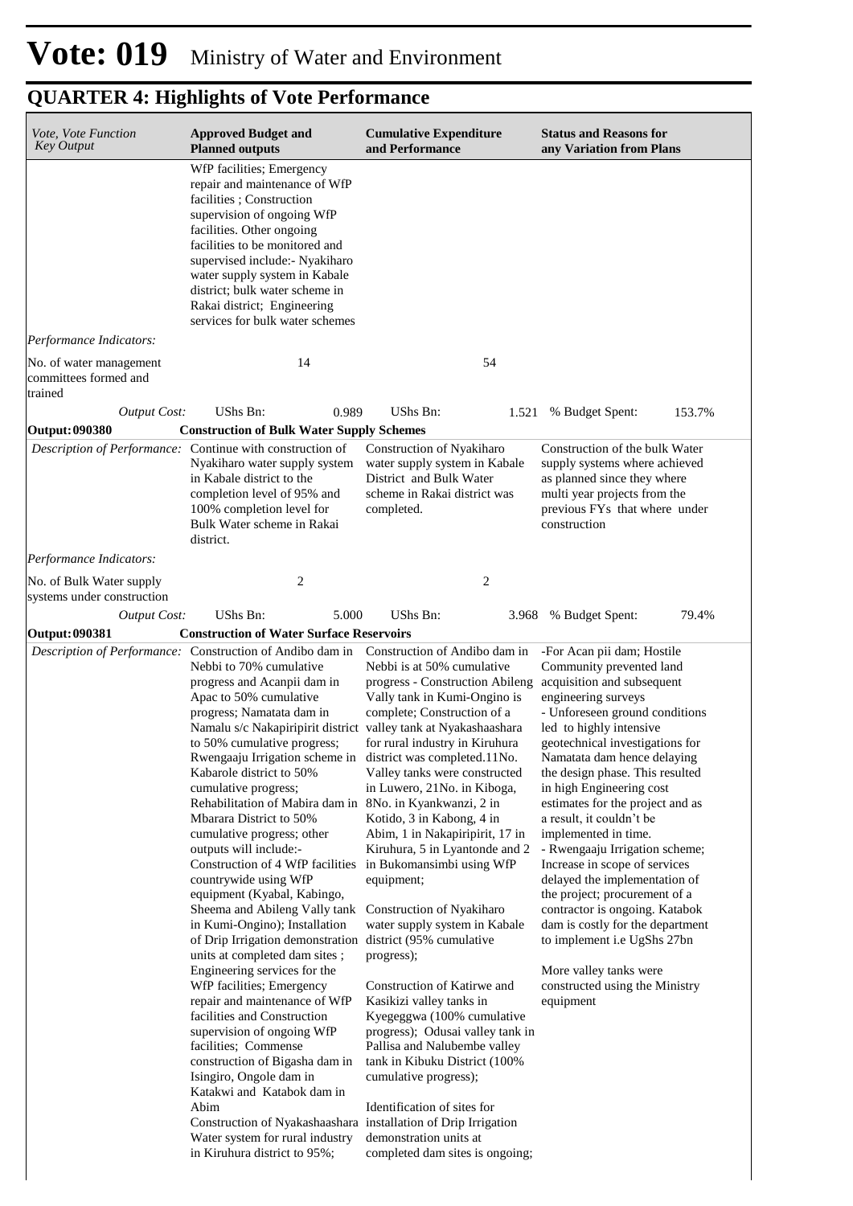# Vote: 019 Ministry of Water and Environment

## QUARTER 4: Highlights of Vote Performance

| *Vote, Vote Function Key Output* | **Approved Budget and Planned outputs** | **Cumulative Expenditure and Performance** | **Status and Reasons for any Variation from Plans** |
|---|---|---|---|
| | WfP facilities; Emergency repair and maintenance of WfP facilities ; Construction supervision of ongoing WfP facilities. Other ongoing facilities to be monitored and supervised include:- Nyakiharo water supply system in Kabale district; bulk water scheme in Rakai district; Engineering services for bulk water schemes | | |
| *Performance Indicators:* | | | |
| No. of water management committees formed and trained | 14 | 54 | |
| *Output Cost:* | UShs Bn: 0.989 | UShs Bn: 1.521 | % Budget Spent: 153.7% |
| **Output: 090380** | **Construction of Bulk Water Supply Schemes** | | |
| *Description of Performance:* | Continue with construction of Nyakiharo water supply system in Kabale district to the completion level of 95% and 100% completion level for Bulk Water scheme in Rakai district. | Construction of Nyakiharo water supply system in Kabale District and Bulk Water scheme in Rakai district was completed. | Construction of the bulk Water supply systems where achieved as planned since they where multi year projects from the previous FYs that where under construction |
| *Performance Indicators:* | | | |
| No. of Bulk Water supply systems under construction | 2 | 2 | |
| *Output Cost:* | UShs Bn: 5.000 | UShs Bn: 3.968 | % Budget Spent: 79.4% |
| **Output: 090381** | **Construction of Water Surface Reservoirs** | | |
| *Description of Performance:* | Construction of Andibo dam in Nebbi to 70% cumulative progress and Acanpii dam in Apac to 50% cumulative progress; Namatata dam in Namalu s/c Nakapiripirit district to 50% cumulative progress; Rwengaaju Irrigation scheme in Kabarole district to 50% cumulative progress; Rehabilitation of Mabira dam in Mbarara District to 50% cumulative progress; other outputs will include:- Construction of 4 WfP facilities countrywide using WfP equipment (Kyabal, Kabingo, Sheema and Abileng Vally tank in Kumi-Ongino); Installation of Drip Irrigation demonstration units at completed dam sites ; Engineering services for the WfP facilities; Emergency repair and maintenance of WfP facilities and Construction supervision of ongoing WfP facilities; Commense construction of Bigasha dam in Isingiro, Ongole dam in Katakwi and Katabok dam in Abim<br>Construction of Nyakashaashara Water system for rural industry in Kiruhura district to 95%; | Construction of Andibo dam in Nebbi is at 50% cumulative progress - Construction Abileng Vally tank in Kumi-Ongino is complete; Construction of a valley tank at Nyakashaashara for rural industry in Kiruhura district was completed.11No. Valley tanks were constructed in Luwero, 21No. in Kiboga, 8No. in Kyankwanzi, 2 in Kotido, 3 in Kabong, 4 in Abim, 1 in Nakapiripirit, 17 in Kiruhura, 5 in Lyantonde and 2 in Bukomansimbi using WfP equipment;<br><br>Construction of Nyakiharo water supply system in Kabale district (95% cumulative progress);<br><br>Construction of Katirwe and Kasikizi valley tanks in Kyegeggwa (100% cumulative progress); Odusai valley tank in Pallisa and Nalubembe valley tank in Kibuku District (100% cumulative progress);<br><br>Identification of sites for installation of Drip Irrigation demonstration units at completed dam sites is ongoing; | -For Acan pii dam; Hostile Community prevented land acquisition and subsequent engineering surveys<br>- Unforeseen ground conditions led to highly intensive geotechnical investigations for Namatata dam hence delaying the design phase. This resulted in high Engineering cost estimates for the project and as a result, it couldn't be implemented in time.<br>- Rwengaaju Irrigation scheme; Increase in scope of services delayed the implementation of the project; procurement of a contractor is ongoing. Katabok dam is costly for the department to implement i.e UgShs 27bn<br><br>More valley tanks were constructed using the Ministry equipment |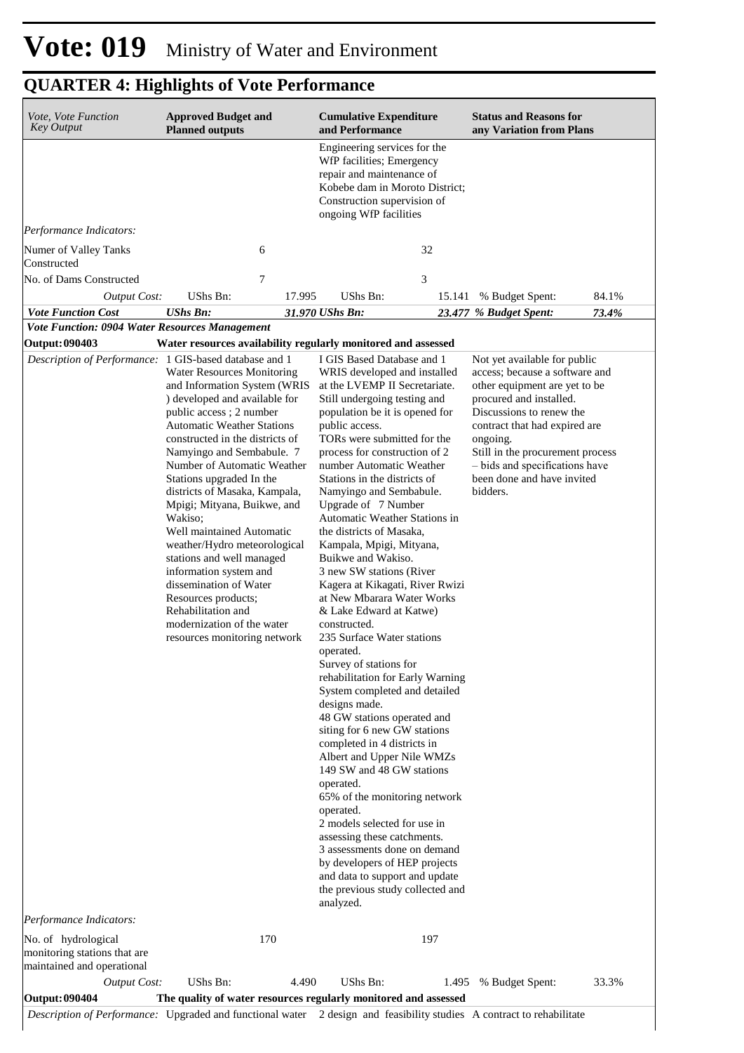# Vote: 019 Ministry of Water and Environment

## QUARTER 4: Highlights of Vote Performance

| *Vote, Vote Function Key Output* | **Approved Budget and Planned outputs** | | **Cumulative Expenditure and Performance** | | **Status and Reasons for any Variation from Plans** | |
|---|---|---|---|---|---|---|
| | | | Engineering services for the WfP facilities; Emergency repair and maintenance of Kobebe dam in Moroto District; Construction supervision of ongoing WfP facilities | | | |
| *Performance Indicators:* | | | | | | |
| Numer of Valley Tanks Constructed | | 6 | | 32 | | |
| No. of Dams Constructed | | 7 | | 3 | | |
| *Output Cost:* | UShs Bn: | 17.995 | UShs Bn: | 15.141 | % Budget Spent: | 84.1% |
| ***Vote Function Cost*** | ***UShs Bn:*** | ***31.970*** | ***UShs Bn:*** | ***23.477*** | ***% Budget Spent:*** | ***73.4%*** |
| ***Vote Function: 0904 Water Resources Management*** | | | | | | |
| **Output: 090403** | **Water resources availability regularly monitored and assessed** | | | | | |
| *Description of Performance:* | 1 GIS-based database and 1 Water Resources Monitoring and Information System (WRIS ) developed and available for public access ; 2 number Automatic Weather Stations constructed in the districts of Namyingo and Sembabule. 7 Number of Automatic Weather Stations upgraded In the districts of Masaka, Kampala, Mpigi; Mityana, Buikwe, and Wakiso;<br>Well maintained Automatic weather/Hydro meteorological stations and well managed information system and dissemination of Water Resources products;<br>Rehabilitation and modernization of the water resources monitoring network | | I GIS Based Database and 1 WRIS developed and installed at the LVEMP II Secretariate. Still undergoing testing and population be it is opened for public access.<br>TORs were submitted for the process for construction of 2 number Automatic Weather Stations in the districts of Namyingo and Sembabule.<br>Upgrade of 7 Number Automatic Weather Stations in the districts of Masaka, Kampala, Mpigi, Mityana, Buikwe and Wakiso.<br>3 new SW stations (River Kagera at Kikagati, River Rwizi at New Mbarara Water Works & Lake Edward at Katwe) constructed.<br>235 Surface Water stations operated.<br>Survey of stations for rehabilitation for Early Warning System completed and detailed designs made.<br>48 GW stations operated and siting for 6 new GW stations completed in 4 districts in Albert and Upper Nile WMZs<br>149 SW and 48 GW stations operated.<br>65% of the monitoring network operated.<br>2 models selected for use in assessing these catchments.<br>3 assessments done on demand by developers of HEP projects and data to support and update the previous study collected and analyzed. | | Not yet available for public access; because a software and other equipment are yet to be procured and installed. Discussions to renew the contract that had expired are ongoing.<br>Still in the procurement process – bids and specifications have been done and have invited bidders. | |
| *Performance Indicators:* | | | | | | |
| No. of hydrological monitoring stations that are maintained and operational | | 170 | | 197 | | |
| *Output Cost:* | UShs Bn: | 4.490 | UShs Bn: | 1.495 | % Budget Spent: | 33.3% |
| **Output: 090404** | **The quality of water resources regularly monitored and assessed** | | | | | |
| *Description of Performance:* | Upgraded and functional water | | 2 design and feasibility studies | | A contract to rehabilitate | |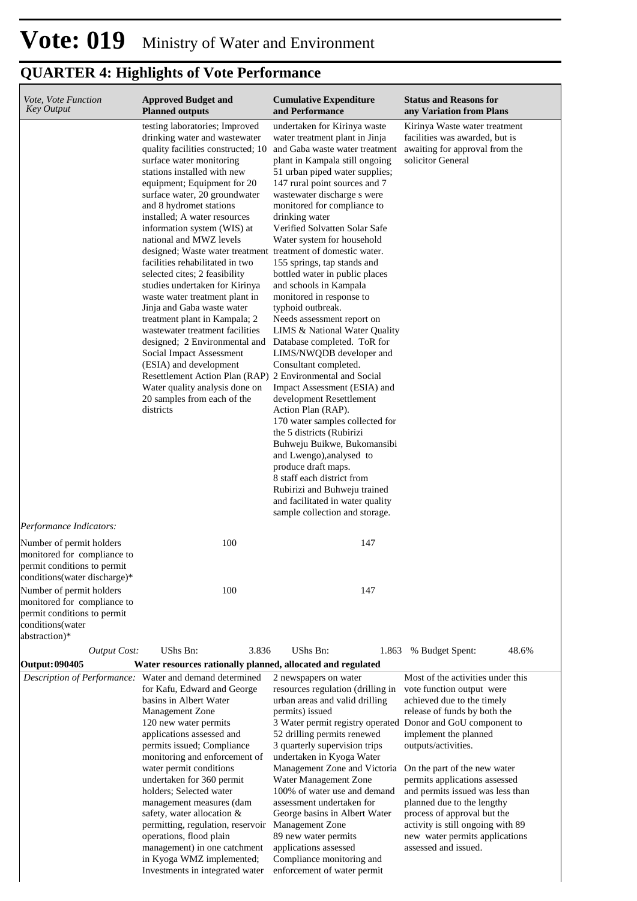# Vote: 019 Ministry of Water and Environment

## QUARTER 4: Highlights of Vote Performance

| *Vote, Vote Function Key Output* | **Approved Budget and Planned outputs** | **Cumulative Expenditure and Performance** | **Status and Reasons for any Variation from Plans** |
|---|---|---|---|
| | testing laboratories; Improved drinking water and wastewater quality facilities constructed; 10 surface water monitoring stations installed with new equipment; Equipment for 20 surface water, 20 groundwater and 8 hydromet stations installed; A water resources information system (WIS) at national and MWZ levels designed; Waste water treatment facilities rehabilitated in two selected cites; 2 feasibility studies undertaken for Kirinya waste water treatment plant in Jinja and Gaba waste water treatment plant in Kampala; 2 wastewater treatment facilities designed; 2 Environmental and Social Impact Assessment (ESIA) and development Resettlement Action Plan (RAP) Water quality analysis done on 20 samples from each of the districts | undertaken for Kirinya waste water treatment plant in Jinja and Gaba waste water treatment plant in Kampala still ongoing 51 urban piped water supplies; 147 rural point sources and 7 wastewater discharge s were monitored for compliance to drinking water Verified Solvatten Solar Safe Water system for household treatment of domestic water. 155 springs, tap stands and bottled water in public places and schools in Kampala monitored in response to typhoid outbreak. Needs assessment report on LIMS & National Water Quality Database completed. ToR for LIMS/NWQDB developer and Consultant completed. 2 Environmental and Social Impact Assessment (ESIA) and development Resettlement Action Plan (RAP). 170 water samples collected for the 5 districts (Rubirizi Buhweju Buikwe, Bukomansibi and Lwengo),analysed to produce draft maps. 8 staff each district from Rubirizi and Buhweju trained and facilitated in water quality sample collection and storage. | Kirinya Waste water treatment facilities was awarded, but is awaiting for approval from the solicitor General |
| *Performance Indicators:* | | | |
| Number of permit holders monitored for compliance to permit conditions to permit conditions(water discharge)* | 100 | 147 | |
| Number of permit holders monitored for compliance to permit conditions to permit conditions(water abstraction)* | 100 | 147 | |
| *Output Cost:* | UShs Bn: 3.836 | UShs Bn: 1.863 | % Budget Spent: 48.6% |
| **Output: 090405** | **Water resources rationally planned, allocated and regulated** | | |
| *Description of Performance:* | Water and demand determined for Kafu, Edward and George basins in Albert Water Management Zone 120 new water permits applications assessed and permits issued; Compliance monitoring and enforcement of water permit conditions undertaken for 360 permit holders; Selected water management measures (dam safety, water allocation & permitting, regulation, reservoir operations, flood plain management) in one catchment in Kyoga WMZ implemented; Investments in integrated water | 2 newspapers on water resources regulation (drilling in urban areas and valid drilling permits) issued 3 Water permit registry operated 52 drilling permits renewed 3 quarterly supervision trips undertaken in Kyoga Water Management Zone and Victoria Water Management Zone 100% of water use and demand assessment undertaken for George basins in Albert Water Management Zone 89 new water permits applications assessed Compliance monitoring and enforcement of water permit | Most of the activities under this vote function output were achieved due to the timely release of funds by both the Donor and GoU component to implement the planned outputs/activities. On the part of the new water permits applications assessed and permits issued was less than planned due to the lengthy process of approval but the activity is still ongoing with 89 new water permits applications assessed and issued. |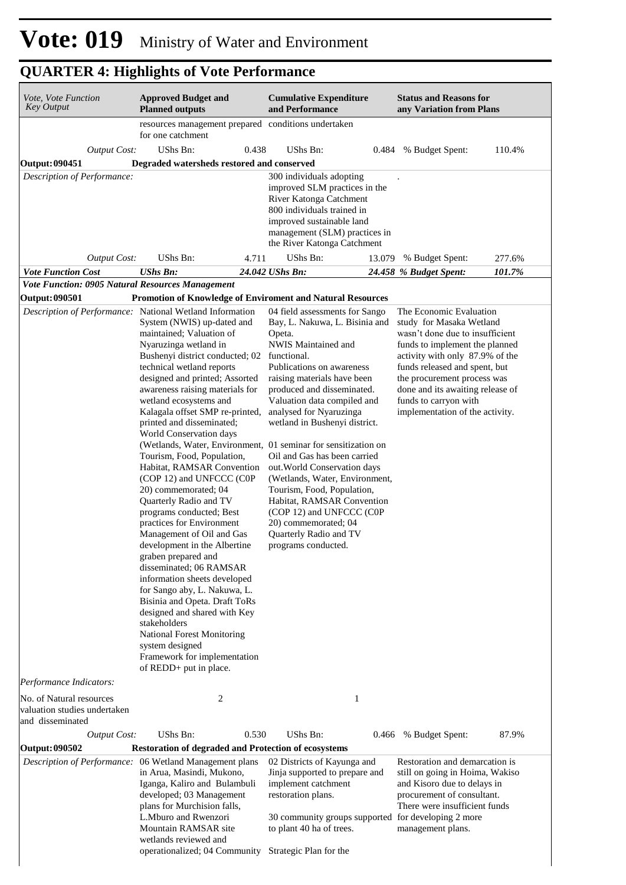# Vote: 019 Ministry of Water and Environment

## QUARTER 4: Highlights of Vote Performance

| *Vote, Vote Function Key Output* | **Approved Budget and Planned outputs** | | **Cumulative Expenditure and Performance** | | **Status and Reasons for any Variation from Plans** | |
|---|---|---|---|---|---|---|
| | resources management prepared for one catchment | | conditions undertaken | | | |
| *Output Cost:* | UShs Bn: | 0.438 | UShs Bn: | 0.484 | % Budget Spent: | 110.4% |
| **Output: 090451** | **Degraded watersheds restored and conserved** | | | | | |
| *Description of Performance:* | | | 300 individuals adopting improved SLM practices in the River Katonga Catchment 800 individuals trained in improved sustainable land management (SLM) practices in the River Katonga Catchment | | . | |
| *Output Cost:* | UShs Bn: | 4.711 | UShs Bn: | 13.079 | % Budget Spent: | 277.6% |
| ***Vote Function Cost*** | ***UShs Bn:*** | ***24.042*** | ***UShs Bn:*** | ***24.458*** | ***% Budget Spent:*** | ***101.7%*** |
| ***Vote Function: 0905 Natural Resources Management*** | | | | | | |
| **Output: 090501** | **Promotion of Knowledge of Enviroment and Natural Resources** | | | | | |
| *Description of Performance:* | National Wetland Information System (NWIS) up-dated and maintained; Valuation of Nyaruzinga wetland in Bushenyi district conducted; 02 technical wetland reports designed and printed; Assorted awareness raising materials for wetland ecosystems and Kalagala offset SMP re-printed, printed and disseminated; World Conservation days (Wetlands, Water, Environment, Tourism, Food, Population, Habitat, RAMSAR Convention (COP 12) and UNFCCC (C0P 20) commemorated; 04 Quarterly Radio and TV programs conducted; Best practices for Environment Management of Oil and Gas development in the Albertine graben prepared and disseminated; 06 RAMSAR information sheets developed for Sango aby, L. Nakuwa, L. Bisinia and Opeta. Draft ToRs designed and shared with Key stakeholders National Forest Monitoring system designed Framework for implementation of REDD+ put in place. | | 04 field assessments for Sango Bay, L. Nakuwa, L. Bisinia and Opeta. NWIS Maintained and functional. Publications on awareness raising materials have been produced and disseminated. Valuation data compiled and analysed for Nyaruzinga wetland in Bushenyi district. 01 seminar for sensitization on Oil and Gas has been carried out.World Conservation days (Wetlands, Water, Environment, Tourism, Food, Population, Habitat, RAMSAR Convention (COP 12) and UNFCCC (C0P 20) commemorated; 04 Quarterly Radio and TV programs conducted. | | The Economic Evaluation study for Masaka Wetland wasn't done due to insufficient funds to implement the planned activity with only 87.9% of the funds released and spent, but the procurement process was done and its awaiting release of funds to carryon with implementation of the activity. | |
| *Performance Indicators:* | | | | | | |
| No. of Natural resources valuation studies undertaken and disseminated | 2 | | 1 | | | |
| *Output Cost:* | UShs Bn: | 0.530 | UShs Bn: | 0.466 | % Budget Spent: | 87.9% |
| **Output: 090502** | **Restoration of degraded and Protection of ecosystems** | | | | | |
| *Description of Performance:* | 06 Wetland Management plans in Arua, Masindi, Mukono, Iganga, Kaliro and Bulambuli developed; 03 Management plans for Murchision falls, L.Mburo and Rwenzori Mountain RAMSAR site wetlands reviewed and operationalized; 04 Community | | 02 Districts of Kayunga and Jinja supported to prepare and implement catchment restoration plans. 30 community groups supported to plant 40 ha of trees. Strategic Plan for the | | Restoration and demarcation is still on going in Hoima, Wakiso and Kisoro due to delays in procurement of consultant. There were insufficient funds for developing 2 more management plans. | |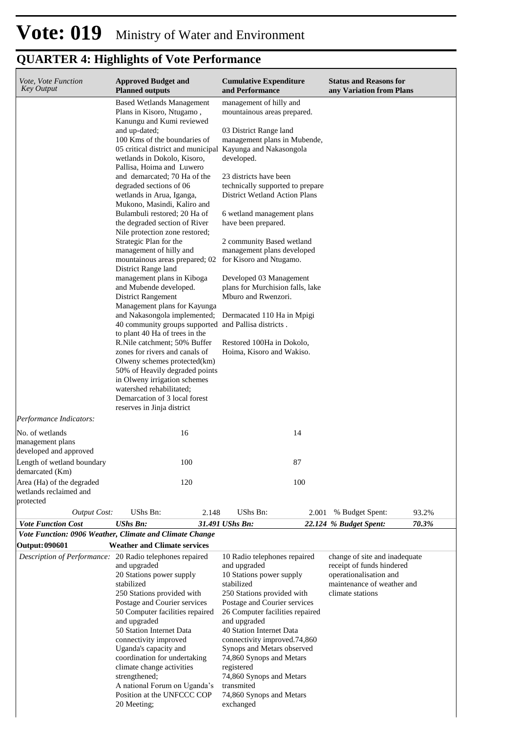# Vote: 019 Ministry of Water and Environment

## QUARTER 4: Highlights of Vote Performance

| *Vote, Vote Function Key Output* | **Approved Budget and Planned outputs** | **Cumulative Expenditure and Performance** | **Status and Reasons for any Variation from Plans** |
|---|---|---|---|
| | Based Wetlands Management Plans in Kisoro, Ntugamo , Kanungu and Kumi reviewed and up-dated; 100 Kms of the boundaries of 05 critical district and municipal wetlands in Dokolo, Kisoro, Pallisa, Hoima and Luwero and demarcated; 70 Ha of the degraded sections of 06 wetlands in Arua, Iganga, Mukono, Masindi, Kaliro and Bulambuli restored; 20 Ha of the degraded section of River Nile protection zone restored; Strategic Plan for the management of hilly and mountainous areas prepared; 02 District Range land management plans in Kiboga and Mubende developed. District Rangement Management plans for Kayunga and Nakasongola implemented; 40 community groups supported to plant 40 Ha of trees in the R.Nile catchment; 50% Buffer zones for rivers and canals of Olweny schemes protected(km) 50% of Heavily degraded points in Olweny irrigation schemes watershed rehabilitated; Demarcation of 3 local forest reserves in Jinja district | management of hilly and mountainous areas prepared.<br><br>03 District Range land management plans in Mubende, Kayunga and Nakasongola developed.<br><br>23 districts have been technically supported to prepare District Wetland Action Plans<br><br>6 wetland management plans have been prepared.<br><br>2 community Based wetland management plans developed for Kisoro and Ntugamo.<br><br>Developed 03 Management plans for Murchision falls, lake Mburo and Rwenzori.<br><br>Dermacated 110 Ha in Mpigi and Pallisa districts .<br><br>Restored 100Ha in Dokolo, Hoima, Kisoro and Wakiso. | |
| *Performance Indicators:* | | | |
| No. of wetlands management plans developed and approved | 16 | 14 | |
| Length of wetland boundary demarcated (Km) | 100 | 87 | |
| Area (Ha) of the degraded wetlands reclaimed and protected | 120 | 100 | |
| *Output Cost:* | UShs Bn: 2.148 | UShs Bn: 2.001 | % Budget Spent: 93.2% |
| ***Vote Function Cost*** | ***UShs Bn: 31.491*** | ***UShs Bn: 22.124*** | ***% Budget Spent: 70.3%*** |
| ***Vote Function: 0906 Weather, Climate and Climate Change*** | | | |
| **Output: 090601** | **Weather and Climate services** | | |
| *Description of Performance:* | 20 Radio telephones repaired and upgraded<br>20 Stations power supply stabilized<br>250 Stations provided with Postage and Courier services<br>50 Computer facilities repaired and upgraded<br>50 Station Internet Data connectivity improved<br>Uganda's capacity and coordination for undertaking climate change activities strengthened;<br>A national Forum on Uganda's Position at the UNFCCC COP 20 Meeting; | 10 Radio telephones repaired and upgraded<br>10 Stations power supply stabilized<br>250 Stations provided with Postage and Courier services<br>26 Computer facilities repaired and upgraded<br>40 Station Internet Data connectivity improved.74,860 Synops and Metars observed<br>74,860 Synops and Metars registered<br>74,860 Synops and Metars transmited<br>74,860 Synops and Metars exchanged | change of site and inadequate receipt of funds hindered operationalisation and maintenance of weather and climate stations |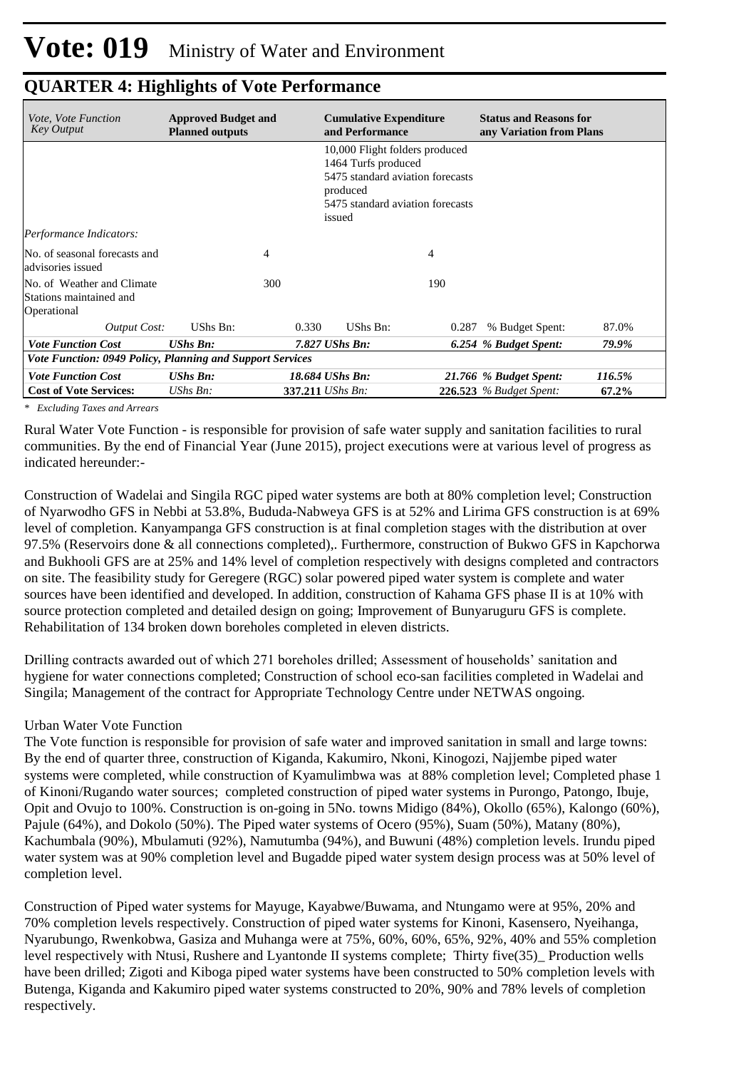# Vote: 019 Ministry of Water and Environment

## QUARTER 4: Highlights of Vote Performance

| *Vote, Vote Function Key Output* | **Approved Budget and Planned outputs** | | **Cumulative Expenditure and Performance** | | **Status and Reasons for any Variation from Plans** | |
|---|---|---|---|---|---|---|
| | | | 10,000 Flight folders produced<br>1464 Turfs produced<br>5475 standard aviation forecasts produced<br>5475 standard aviation forecasts issued | | | |
| *Performance Indicators:* | | | | | | |
| No. of seasonal forecasts and advisories issued | | 4 | | 4 | | |
| No. of Weather and Climate Stations maintained and Operational | | 300 | | 190 | | |
| *Output Cost:* | UShs Bn: | 0.330 | UShs Bn: | 0.287 | % Budget Spent: | 87.0% |
| ***Vote Function Cost*** | ***UShs Bn:*** | ***7.827*** | ***UShs Bn:*** | ***6.254*** | ***% Budget Spent:*** | ***79.9%*** |
| ***Vote Function: 0949 Policy, Planning and Support Services*** | | | | | | |
| ***Vote Function Cost*** | ***UShs Bn:*** | ***18.684*** | ***UShs Bn:*** | ***21.766*** | ***% Budget Spent:*** | ***116.5%*** |
| **Cost of Vote Services:** | *UShs Bn:* | **337.211** | *UShs Bn:* | **226.523** | *% Budget Spent:* | **67.2%** |

*\* Excluding Taxes and Arrears*

Rural Water Vote Function - is responsible for provision of safe water supply and sanitation facilities to rural communities. By the end of Financial Year (June 2015), project executions were at various level of progress as indicated hereunder:-

Construction of Wadelai and Singila RGC piped water systems are both at 80% completion level; Construction of Nyarwodho GFS in Nebbi at 53.8%, Bududa-Nabweya GFS is at 52% and Lirima GFS construction is at 69% level of completion. Kanyampanga GFS construction is at final completion stages with the distribution at over 97.5% (Reservoirs done & all connections completed),. Furthermore, construction of Bukwo GFS in Kapchorwa and Bukhooli GFS are at 25% and 14% level of completion respectively with designs completed and contractors on site. The feasibility study for Geregere (RGC) solar powered piped water system is complete and water sources have been identified and developed. In addition, construction of Kahama GFS phase II is at 10% with source protection completed and detailed design on going; Improvement of Bunyaruguru GFS is complete. Rehabilitation of 134 broken down boreholes completed in eleven districts.

Drilling contracts awarded out of which 271 boreholes drilled; Assessment of households' sanitation and hygiene for water connections completed; Construction of school eco-san facilities completed in Wadelai and Singila; Management of the contract for Appropriate Technology Centre under NETWAS ongoing.

Urban Water Vote Function

The Vote function is responsible for provision of safe water and improved sanitation in small and large towns: By the end of quarter three, construction of Kiganda, Kakumiro, Nkoni, Kinogozi, Najjembe piped water systems were completed, while construction of Kyamulimbwa was at 88% completion level; Completed phase 1 of Kinoni/Rugando water sources; completed construction of piped water systems in Purongo, Patongo, Ibuje, Opit and Ovujo to 100%. Construction is on-going in 5No. towns Midigo (84%), Okollo (65%), Kalongo (60%), Pajule (64%), and Dokolo (50%). The Piped water systems of Ocero (95%), Suam (50%), Matany (80%), Kachumbala (90%), Mbulamuti (92%), Namutumba (94%), and Buwuni (48%) completion levels. Irundu piped water system was at 90% completion level and Bugadde piped water system design process was at 50% level of completion level.

Construction of Piped water systems for Mayuge, Kayabwe/Buwama, and Ntungamo were at 95%, 20% and 70% completion levels respectively. Construction of piped water systems for Kinoni, Kasensero, Nyeihanga, Nyarubungo, Rwenkobwa, Gasiza and Muhanga were at 75%, 60%, 60%, 65%, 92%, 40% and 55% completion level respectively with Ntusi, Rushere and Lyantonde II systems complete; Thirty five(35)_ Production wells have been drilled; Zigoti and Kiboga piped water systems have been constructed to 50% completion levels with Butenga, Kiganda and Kakumiro piped water systems constructed to 20%, 90% and 78% levels of completion respectively.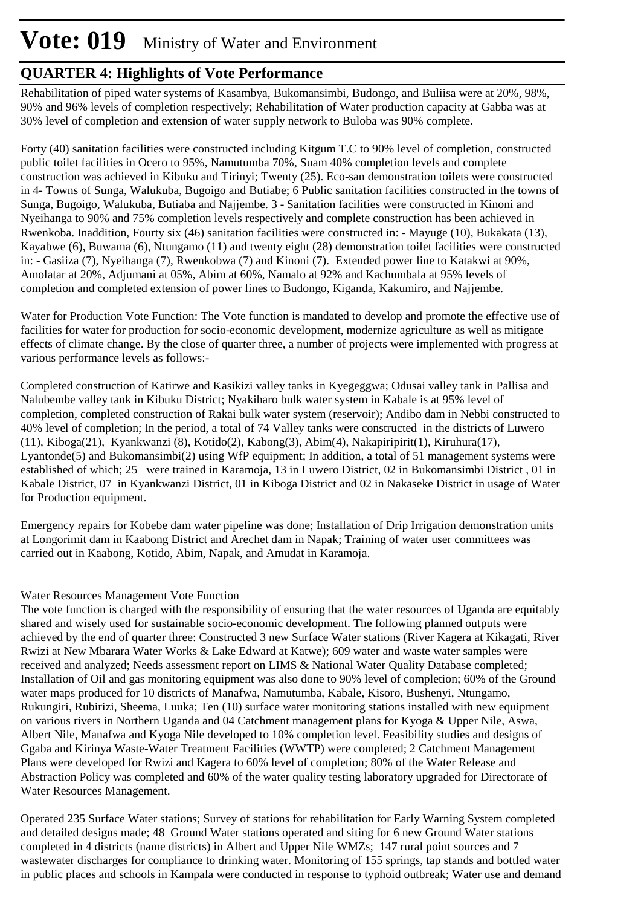# Vote: 019 Ministry of Water and Environment

## QUARTER 4: Highlights of Vote Performance

Rehabilitation of piped water systems of Kasambya, Bukomansimbi, Budongo, and Buliisa were at 20%, 98%, 90% and 96% levels of completion respectively; Rehabilitation of Water production capacity at Gabba was at 30% level of completion and extension of water supply network to Buloba was 90% complete.

Forty (40) sanitation facilities were constructed including Kitgum T.C to 90% level of completion, constructed public toilet facilities in Ocero to 95%, Namutumba 70%, Suam 40% completion levels and complete construction was achieved in Kibuku and Tirinyi; Twenty (25). Eco-san demonstration toilets were constructed in 4- Towns of Sunga, Walukuba, Bugoigo and Butiabe; 6 Public sanitation facilities constructed in the towns of Sunga, Bugoigo, Walukuba, Butiaba and Najjembe. 3 - Sanitation facilities were constructed in Kinoni and Nyeihanga to 90% and 75% completion levels respectively and complete construction has been achieved in Rwenkoba. Inaddition, Fourty six (46) sanitation facilities were constructed in: - Mayuge (10), Bukakata (13), Kayabwe (6), Buwama (6), Ntungamo (11) and twenty eight (28) demonstration toilet facilities were constructed in: - Gasiiza (7), Nyeihanga (7), Rwenkobwa (7) and Kinoni (7). Extended power line to Katakwi at 90%, Amolatar at 20%, Adjumani at 05%, Abim at 60%, Namalo at 92% and Kachumbala at 95% levels of completion and completed extension of power lines to Budongo, Kiganda, Kakumiro, and Najjembe.

Water for Production Vote Function: The Vote function is mandated to develop and promote the effective use of facilities for water for production for socio-economic development, modernize agriculture as well as mitigate effects of climate change. By the close of quarter three, a number of projects were implemented with progress at various performance levels as follows:-

Completed construction of Katirwe and Kasikizi valley tanks in Kyegeggwa; Odusai valley tank in Pallisa and Nalubembe valley tank in Kibuku District; Nyakiharo bulk water system in Kabale is at 95% level of completion, completed construction of Rakai bulk water system (reservoir); Andibo dam in Nebbi constructed to 40% level of completion; In the period, a total of 74 Valley tanks were constructed in the districts of Luwero (11), Kiboga(21), Kyankwanzi (8), Kotido(2), Kabong(3), Abim(4), Nakapiripirit(1), Kiruhura(17), Lyantonde(5) and Bukomansimbi(2) using WfP equipment; In addition, a total of 51 management systems were established of which; 25 were trained in Karamoja, 13 in Luwero District, 02 in Bukomansimbi District , 01 in Kabale District, 07 in Kyankwanzi District, 01 in Kiboga District and 02 in Nakaseke District in usage of Water for Production equipment.

Emergency repairs for Kobebe dam water pipeline was done; Installation of Drip Irrigation demonstration units at Longorimit dam in Kaabong District and Arechet dam in Napak; Training of water user committees was carried out in Kaabong, Kotido, Abim, Napak, and Amudat in Karamoja.

Water Resources Management Vote Function

The vote function is charged with the responsibility of ensuring that the water resources of Uganda are equitably shared and wisely used for sustainable socio-economic development. The following planned outputs were achieved by the end of quarter three: Constructed 3 new Surface Water stations (River Kagera at Kikagati, River Rwizi at New Mbarara Water Works & Lake Edward at Katwe); 609 water and waste water samples were received and analyzed; Needs assessment report on LIMS & National Water Quality Database completed; Installation of Oil and gas monitoring equipment was also done to 90% level of completion; 60% of the Ground water maps produced for 10 districts of Manafwa, Namutumba, Kabale, Kisoro, Bushenyi, Ntungamo, Rukungiri, Rubirizi, Sheema, Luuka; Ten (10) surface water monitoring stations installed with new equipment on various rivers in Northern Uganda and 04 Catchment management plans for Kyoga & Upper Nile, Aswa, Albert Nile, Manafwa and Kyoga Nile developed to 10% completion level. Feasibility studies and designs of Ggaba and Kirinya Waste-Water Treatment Facilities (WWTP) were completed; 2 Catchment Management Plans were developed for Rwizi and Kagera to 60% level of completion; 80% of the Water Release and Abstraction Policy was completed and 60% of the water quality testing laboratory upgraded for Directorate of Water Resources Management.

Operated 235 Surface Water stations; Survey of stations for rehabilitation for Early Warning System completed and detailed designs made; 48 Ground Water stations operated and siting for 6 new Ground Water stations completed in 4 districts (name districts) in Albert and Upper Nile WMZs; 147 rural point sources and 7 wastewater discharges for compliance to drinking water. Monitoring of 155 springs, tap stands and bottled water in public places and schools in Kampala were conducted in response to typhoid outbreak; Water use and demand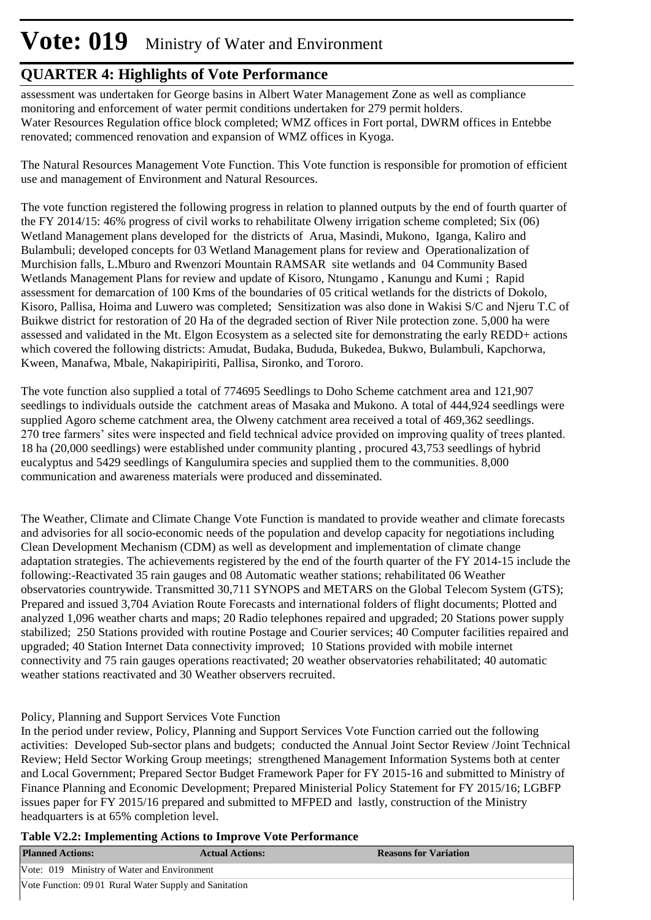# Vote: 019 Ministry of Water and Environment

## QUARTER 4: Highlights of Vote Performance

assessment was undertaken for George basins in Albert Water Management Zone as well as compliance monitoring and enforcement of water permit conditions undertaken for 279 permit holders.
Water Resources Regulation office block completed; WMZ offices in Fort portal, DWRM offices in Entebbe renovated; commenced renovation and expansion of WMZ offices in Kyoga.

The Natural Resources Management Vote Function. This Vote function is responsible for promotion of efficient use and management of Environment and Natural Resources.

The vote function registered the following progress in relation to planned outputs by the end of fourth quarter of the FY 2014/15: 46% progress of civil works to rehabilitate Olweny irrigation scheme completed; Six (06) Wetland Management plans developed for the districts of Arua, Masindi, Mukono, Iganga, Kaliro and Bulambuli; developed concepts for 03 Wetland Management plans for review and Operationalization of Murchision falls, L.Mburo and Rwenzori Mountain RAMSAR site wetlands and 04 Community Based Wetlands Management Plans for review and update of Kisoro, Ntungamo , Kanungu and Kumi ; Rapid assessment for demarcation of 100 Kms of the boundaries of 05 critical wetlands for the districts of Dokolo, Kisoro, Pallisa, Hoima and Luwero was completed; Sensitization was also done in Wakisi S/C and Njeru T.C of Buikwe district for restoration of 20 Ha of the degraded section of River Nile protection zone. 5,000 ha were assessed and validated in the Mt. Elgon Ecosystem as a selected site for demonstrating the early REDD+ actions which covered the following districts: Amudat, Budaka, Bududa, Bukedea, Bukwo, Bulambuli, Kapchorwa, Kween, Manafwa, Mbale, Nakapiripiriti, Pallisa, Sironko, and Tororo.

The vote function also supplied a total of 774695 Seedlings to Doho Scheme catchment area and 121,907 seedlings to individuals outside the catchment areas of Masaka and Mukono. A total of 444,924 seedlings were supplied Agoro scheme catchment area, the Olweny catchment area received a total of 469,362 seedlings. 270 tree farmers' sites were inspected and field technical advice provided on improving quality of trees planted. 18 ha (20,000 seedlings) were established under community planting , procured 43,753 seedlings of hybrid eucalyptus and 5429 seedlings of Kangulumira species and supplied them to the communities. 8,000 communication and awareness materials were produced and disseminated.

The Weather, Climate and Climate Change Vote Function is mandated to provide weather and climate forecasts and advisories for all socio-economic needs of the population and develop capacity for negotiations including Clean Development Mechanism (CDM) as well as development and implementation of climate change adaptation strategies. The achievements registered by the end of the fourth quarter of the FY 2014-15 include the following:-Reactivated 35 rain gauges and 08 Automatic weather stations; rehabilitated 06 Weather observatories countrywide. Transmitted 30,711 SYNOPS and METARS on the Global Telecom System (GTS); Prepared and issued 3,704 Aviation Route Forecasts and international folders of flight documents; Plotted and analyzed 1,096 weather charts and maps; 20 Radio telephones repaired and upgraded; 20 Stations power supply stabilized; 250 Stations provided with routine Postage and Courier services; 40 Computer facilities repaired and upgraded; 40 Station Internet Data connectivity improved; 10 Stations provided with mobile internet connectivity and 75 rain gauges operations reactivated; 20 weather observatories rehabilitated; 40 automatic weather stations reactivated and 30 Weather observers recruited.

Policy, Planning and Support Services Vote Function
In the period under review, Policy, Planning and Support Services Vote Function carried out the following activities: Developed Sub-sector plans and budgets; conducted the Annual Joint Sector Review /Joint Technical Review; Held Sector Working Group meetings; strengthened Management Information Systems both at center and Local Government; Prepared Sector Budget Framework Paper for FY 2015-16 and submitted to Ministry of Finance Planning and Economic Development; Prepared Ministerial Policy Statement for FY 2015/16; LGBFP issues paper for FY 2015/16 prepared and submitted to MFPED and lastly, construction of the Ministry headquarters is at 65% completion level.

**Table V2.2: Implementing Actions to Improve Vote Performance**

| Planned Actions: | Actual Actions: | Reasons for Variation |
|---|---|---|
| Vote: 019 Ministry of Water and Environment | | |
| Vote Function: 09 01 Rural Water Supply and Sanitation | | |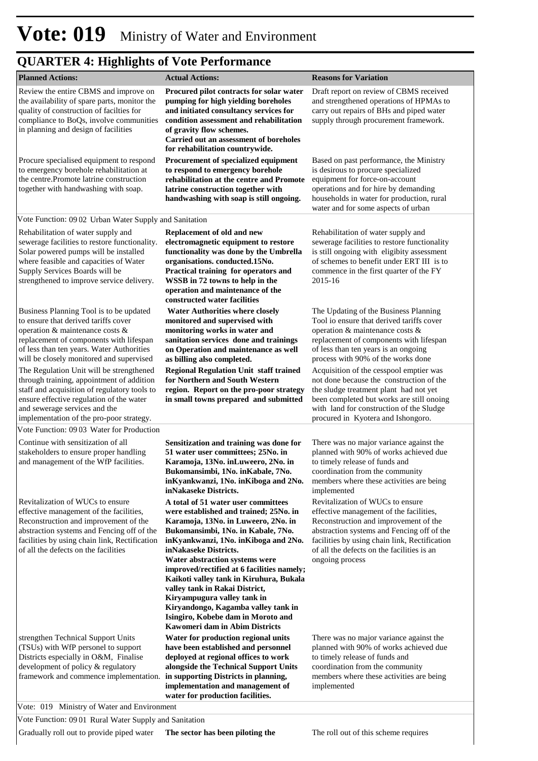# Vote: 019 Ministry of Water and Environment

## QUARTER 4: Highlights of Vote Performance

| Planned Actions: | Actual Actions: | Reasons for Variation |
|---|---|---|
| Review the entire CBMS and improve on the availability of spare parts, monitor the quality of construction of facilties for compliance to BoQs, involve communities in planning and design of facilities | **Procured pilot contracts for solar water pumping for high yielding boreholes and initiated consultancy services for condition assessment and rehabilitation of gravity flow schemes. Carried out an assessment of boreholes for rehabilitation countrywide.** | Draft report on review of CBMS received and strengthened operations of HPMAs to carry out repairs of BHs and piped water supply through procurement framework. |
| Procure specialised equipment to respond to emergency borehole rehabilitation at the centre.Promote latrine construction together with handwashing with soap. | **Procurement of specialized equipment to respond to emergency borehole rehabilitation at the centre and Promote latrine construction together with handwashing with soap is still ongoing.** | Based on past performance, the Ministry is desirous to procure specialized equipment for force-on-account operations and for hire by demanding households in water for production, rural water and for some aspects of urban |
| Vote Function: 09 02 Urban Water Supply and Sanitation | | |
| Rehabilitation of water supply and sewerage facilities to restore functionality. Solar powered pumps will be installed where feasible and capacities of Water Supply Services Boards will be strengthened to improve service delivery. | **Replacement of old and new electromagnetic equipment to restore functionality was done by the Umbrella organisations. conducted.15No. Practical training for operators and WSSB in 72 towns to help in the operation and maintenance of the constructed water facilities** | Rehabilitation of water supply and sewerage facilities to restore functionality is still ongoing with eligibity assessment of schemes to benefit under ERT III is to commence in the first quarter of the FY 2015-16 |
| Business Planning Tool is to be updated to ensure that derived tariffs cover operation & maintenance costs & replacement of components with lifespan of less than ten years. Water Authorities will be closely monitored and supervised | **Water Authorities where closely monitored and supervised with monitoring works in water and sanitation services done and trainings on Operation and maintenance as well as billing also completed.** | The Updating of the Business Planning Tool io ensure that derived tariffs cover operation & maintenance costs & replacement of components with lifespan of less than ten years is an ongoing process with 90% of the works done |
| The Regulation Unit will be strengthened through training, appointment of addition staff and acquisition of regulatory tools to ensure effective regulation of the water and sewerage services and the implementation of the pro-poor strategy. | **Regional Regulation Unit staff trained for Northern and South Western region. Report on the pro-poor strategy in small towns prepared and submitted** | Acquisition of the cesspool emptier was not done because the construction of the sludge treatment plant had not yet been completed but works are still onoing with land for construction of the Sludge procured in Kyotera and Ishongoro. |
| Vote Function: 09 03 Water for Production | | |
| Continue with sensitization of all stakeholders to ensure proper handling and management of the WfP facilities. | **Sensitization and training was done for 51 water user committees; 25No. in Karamoja, 13No. inLuweero, 2No. in Bukomansimbi, 1No. inKabale, 7No. inKyankwanzi, 1No. inKiboga and 2No. inNakaseke Districts.** | There was no major variance against the planned with 90% of works achieved due to timely release of funds and coordination from the community members where these activities are being implemented |
| Revitalization of WUCs to ensure effective management of the facilities, Reconstruction and improvement of the abstraction systems and Fencing off of the facilities by using chain link, Rectification of all the defects on the facilities | **A total of 51 water user committees were established and trained; 25No. in Karamoja, 13No. in Luweero, 2No. in Bukomansimbi, 1No. in Kabale, 7No. inKyankwanzi, 1No. inKiboga and 2No. inNakaseke Districts. Water abstraction systems were improved/rectified at 6 facilities namely; Kaikoti valley tank in Kiruhura, Bukala valley tank in Rakai District, Kiryampugura valley tank in Kiryandongo, Kagamba valley tank in Isingiro, Kobebe dam in Moroto and Kawomeri dam in Abim Districts** | Revitalization of WUCs to ensure effective management of the facilities, Reconstruction and improvement of the abstraction systems and Fencing off of the facilities by using chain link, Rectification of all the defects on the facilities is an ongoing process |
| strengthen Technical Support Units (TSUs) with WfP personel to support Districts especially in O&M, Finalise development of policy & regulatory framework and commence implementation. | **Water for production regional units have been established and personnel deployed at regional offices to work alongside the Technical Support Units in supporting Districts in planning, implementation and management of water for production facilities.** | There was no major variance against the planned with 90% of works achieved due to timely release of funds and coordination from the community members where these activities are being implemented |
| Vote: 019 Ministry of Water and Environment | | |
| Vote Function: 09 01 Rural Water Supply and Sanitation | | |
| Gradually roll out to provide piped water | **The sector has been piloting the** | The roll out of this scheme requires |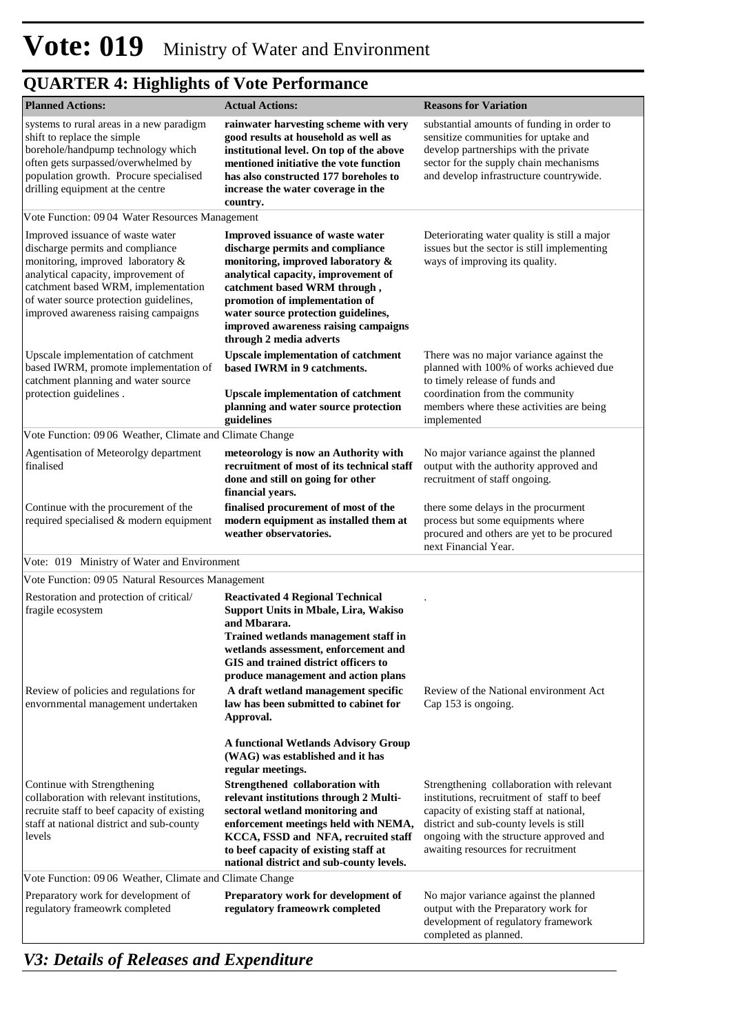# Vote: 019 Ministry of Water and Environment

## QUARTER 4: Highlights of Vote Performance

| Planned Actions: | Actual Actions: | Reasons for Variation |
|---|---|---|
| systems to rural areas in a new paradigm shift to replace the simple borehole/handpump technology which often gets surpassed/overwhelmed by population growth. Procure specialised drilling equipment at the centre | **rainwater harvesting scheme with very good results at household as well as institutional level. On top of the above mentioned initiative the vote function has also constructed 177 boreholes to increase the water coverage in the country.** | substantial amounts of funding in order to sensitize communities for uptake and develop partnerships with the private sector for the supply chain mechanisms and develop infrastructure countrywide. |
| Vote Function: 09 04 Water Resources Management | | |
| Improved issuance of waste water discharge permits and compliance monitoring, improved laboratory & analytical capacity, improvement of catchment based WRM, implementation of water source protection guidelines, improved awareness raising campaigns | **Improved issuance of waste water discharge permits and compliance monitoring, improved laboratory & analytical capacity, improvement of catchment based WRM through , promotion of implementation of water source protection guidelines, improved awareness raising campaigns through 2 media adverts** | Deteriorating water quality is still a major issues but the sector is still implementing ways of improving its quality. |
| Upscale implementation of catchment based IWRM, promote implementation of catchment planning and water source protection guidelines . | **Upscale implementation of catchment based IWRM in 9 catchments.**<br><br>**Upscale implementation of catchment planning and water source protection guidelines** | There was no major variance against the planned with 100% of works achieved due to timely release of funds and coordination from the community members where these activities are being implemented |
| Vote Function: 09 06 Weather, Climate and Climate Change | | |
| Agentisation of Meteorolgy department finalised | **meteorology is now an Authority with recruitment of most of its technical staff done and still on going for other financial years.** | No major variance against the planned output with the authority approved and recruitment of staff ongoing. |
| Continue with the procurement of the required specialised & modern equipment | **finalised procurement of most of the modern equipment as installed them at weather observatories.** | there some delays in the procurment process but some equipments where procured and others are yet to be procured next Financial Year. |
| Vote: 019 Ministry of Water and Environment | | |
| Vote Function: 09 05 Natural Resources Management | | |
| Restoration and protection of critical/ fragile ecosystem | **Reactivated 4 Regional Technical Support Units in Mbale, Lira, Wakiso and Mbarara.**<br>**Trained wetlands management staff in wetlands assessment, enforcement and GIS and trained district officers to produce management and action plans** | . |
| Review of policies and regulations for envornmental management undertaken | **A draft wetland management specific law has been submitted to cabinet for Approval.**<br><br>**A functional Wetlands Advisory Group (WAG) was established and it has regular meetings.** | Review of the National environment Act Cap 153 is ongoing. |
| Continue with Strengthening collaboration with relevant institutions, recruite staff to beef capacity of existing staff at national district and sub-county levels | **Strengthened collaboration with relevant institutions through 2 Multi-sectoral wetland monitoring and enforcement meetings held with NEMA, KCCA, FSSD and NFA, recruited staff to beef capacity of existing staff at national district and sub-county levels.** | Strengthening collaboration with relevant institutions, recruitment of staff to beef capacity of existing staff at national, district and sub-county levels is still ongoing with the structure approved and awaiting resources for recruitment |
| Vote Function: 09 06 Weather, Climate and Climate Change | | |
| Preparatory work for development of regulatory frameowrk completed | **Preparatory work for development of regulatory frameowrk completed** | No major variance against the planned output with the Preparatory work for development of regulatory framework completed as planned. |

## *V3: Details of Releases and Expenditure*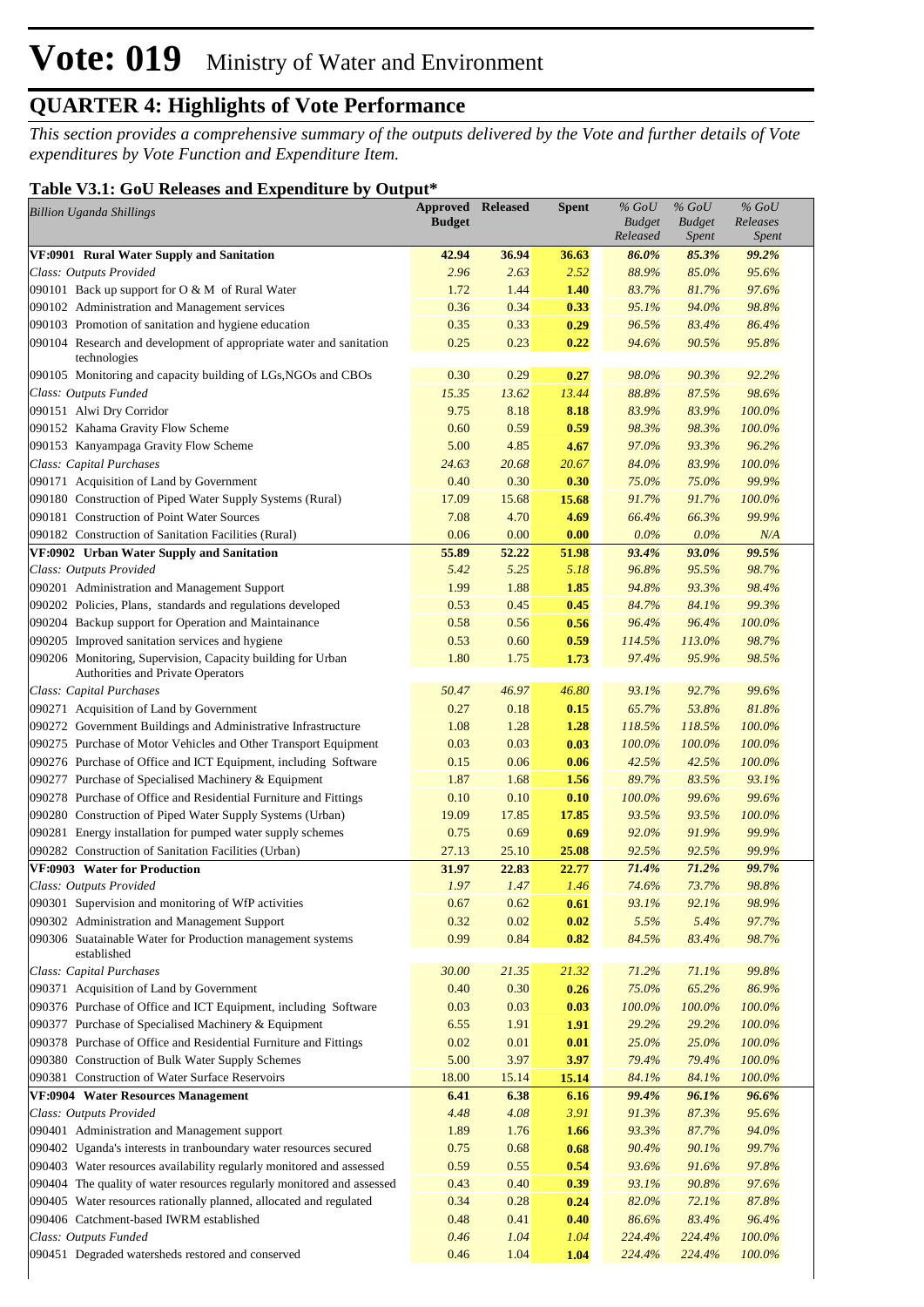# Vote: 019 Ministry of Water and Environment

## QUARTER 4: Highlights of Vote Performance

*This section provides a comprehensive summary of the outputs delivered by the Vote and further details of Vote expenditures by Vote Function and Expenditure Item.*

### Table V3.1: GoU Releases and Expenditure by Output*

| *Billion Uganda Shillings* | Approved Budget | Released | Spent | *% GoU Budget Released* | *% GoU Budget Spent* | *% GoU Releases Spent* |
|---|---|---|---|---|---|---|
| **VF:0901 Rural Water Supply and Sanitation** | **42.94** | **36.94** | **36.63** | ***86.0%*** | ***85.3%*** | ***99.2%*** |
| *Class: Outputs Provided* | *2.96* | *2.63* | *2.52* | *88.9%* | *85.0%* | *95.6%* |
| 090101 Back up support for O & M of Rural Water | 1.72 | 1.44 | **1.40** | *83.7%* | *81.7%* | *97.6%* |
| 090102 Administration and Management services | 0.36 | 0.34 | **0.33** | *95.1%* | *94.0%* | *98.8%* |
| 090103 Promotion of sanitation and hygiene education | 0.35 | 0.33 | **0.29** | *96.5%* | *83.4%* | *86.4%* |
| 090104 Research and development of appropriate water and sanitation technologies | 0.25 | 0.23 | **0.22** | *94.6%* | *90.5%* | *95.8%* |
| 090105 Monitoring and capacity building of LGs,NGOs and CBOs | 0.30 | 0.29 | **0.27** | *98.0%* | *90.3%* | *92.2%* |
| *Class: Outputs Funded* | *15.35* | *13.62* | *13.44* | *88.8%* | *87.5%* | *98.6%* |
| 090151 Alwi Dry Corridor | 9.75 | 8.18 | **8.18** | *83.9%* | *83.9%* | *100.0%* |
| 090152 Kahama Gravity Flow Scheme | 0.60 | 0.59 | **0.59** | *98.3%* | *98.3%* | *100.0%* |
| 090153 Kanyampaga Gravity Flow Scheme | 5.00 | 4.85 | **4.67** | *97.0%* | *93.3%* | *96.2%* |
| *Class: Capital Purchases* | *24.63* | *20.68* | *20.67* | *84.0%* | *83.9%* | *100.0%* |
| 090171 Acquisition of Land by Government | 0.40 | 0.30 | **0.30** | *75.0%* | *75.0%* | *99.9%* |
| 090180 Construction of Piped Water Supply Systems (Rural) | 17.09 | 15.68 | **15.68** | *91.7%* | *91.7%* | *100.0%* |
| 090181 Construction of Point Water Sources | 7.08 | 4.70 | **4.69** | *66.4%* | *66.3%* | *99.9%* |
| 090182 Construction of Sanitation Facilities (Rural) | 0.06 | 0.00 | **0.00** | *0.0%* | *0.0%* | *N/A* |
| **VF:0902 Urban Water Supply and Sanitation** | **55.89** | **52.22** | **51.98** | ***93.4%*** | ***93.0%*** | ***99.5%*** |
| *Class: Outputs Provided* | *5.42* | *5.25* | *5.18* | *96.8%* | *95.5%* | *98.7%* |
| 090201 Administration and Management Support | 1.99 | 1.88 | **1.85** | *94.8%* | *93.3%* | *98.4%* |
| 090202 Policies, Plans, standards and regulations developed | 0.53 | 0.45 | **0.45** | *84.7%* | *84.1%* | *99.3%* |
| 090204 Backup support for Operation and Maintainance | 0.58 | 0.56 | **0.56** | *96.4%* | *96.4%* | *100.0%* |
| 090205 Improved sanitation services and hygiene | 0.53 | 0.60 | **0.59** | *114.5%* | *113.0%* | *98.7%* |
| 090206 Monitoring, Supervision, Capacity building for Urban Authorities and Private Operators | 1.80 | 1.75 | **1.73** | *97.4%* | *95.9%* | *98.5%* |
| *Class: Capital Purchases* | *50.47* | *46.97* | *46.80* | *93.1%* | *92.7%* | *99.6%* |
| 090271 Acquisition of Land by Government | 0.27 | 0.18 | **0.15** | *65.7%* | *53.8%* | *81.8%* |
| 090272 Government Buildings and Administrative Infrastructure | 1.08 | 1.28 | **1.28** | *118.5%* | *118.5%* | *100.0%* |
| 090275 Purchase of Motor Vehicles and Other Transport Equipment | 0.03 | 0.03 | **0.03** | *100.0%* | *100.0%* | *100.0%* |
| 090276 Purchase of Office and ICT Equipment, including Software | 0.15 | 0.06 | **0.06** | *42.5%* | *42.5%* | *100.0%* |
| 090277 Purchase of Specialised Machinery & Equipment | 1.87 | 1.68 | **1.56** | *89.7%* | *83.5%* | *93.1%* |
| 090278 Purchase of Office and Residential Furniture and Fittings | 0.10 | 0.10 | **0.10** | *100.0%* | *99.6%* | *99.6%* |
| 090280 Construction of Piped Water Supply Systems (Urban) | 19.09 | 17.85 | **17.85** | *93.5%* | *93.5%* | *100.0%* |
| 090281 Energy installation for pumped water supply schemes | 0.75 | 0.69 | **0.69** | *92.0%* | *91.9%* | *99.9%* |
| 090282 Construction of Sanitation Facilities (Urban) | 27.13 | 25.10 | **25.08** | *92.5%* | *92.5%* | *99.9%* |
| **VF:0903 Water for Production** | **31.97** | **22.83** | **22.77** | ***71.4%*** | ***71.2%*** | ***99.7%*** |
| *Class: Outputs Provided* | *1.97* | *1.47* | *1.46* | *74.6%* | *73.7%* | *98.8%* |
| 090301 Supervision and monitoring of WfP activities | 0.67 | 0.62 | **0.61** | *93.1%* | *92.1%* | *98.9%* |
| 090302 Administration and Management Support | 0.32 | 0.02 | **0.02** | *5.5%* | *5.4%* | *97.7%* |
| 090306 Suatainable Water for Production management systems established | 0.99 | 0.84 | **0.82** | *84.5%* | *83.4%* | *98.7%* |
| *Class: Capital Purchases* | *30.00* | *21.35* | *21.32* | *71.2%* | *71.1%* | *99.8%* |
| 090371 Acquisition of Land by Government | 0.40 | 0.30 | **0.26** | *75.0%* | *65.2%* | *86.9%* |
| 090376 Purchase of Office and ICT Equipment, including Software | 0.03 | 0.03 | **0.03** | *100.0%* | *100.0%* | *100.0%* |
| 090377 Purchase of Specialised Machinery & Equipment | 6.55 | 1.91 | **1.91** | *29.2%* | *29.2%* | *100.0%* |
| 090378 Purchase of Office and Residential Furniture and Fittings | 0.02 | 0.01 | **0.01** | *25.0%* | *25.0%* | *100.0%* |
| 090380 Construction of Bulk Water Supply Schemes | 5.00 | 3.97 | **3.97** | *79.4%* | *79.4%* | *100.0%* |
| 090381 Construction of Water Surface Reservoirs | 18.00 | 15.14 | **15.14** | *84.1%* | *84.1%* | *100.0%* |
| **VF:0904 Water Resources Management** | **6.41** | **6.38** | **6.16** | ***99.4%*** | ***96.1%*** | ***96.6%*** |
| *Class: Outputs Provided* | *4.48* | *4.08* | *3.91* | *91.3%* | *87.3%* | *95.6%* |
| 090401 Administration and Management support | 1.89 | 1.76 | **1.66** | *93.3%* | *87.7%* | *94.0%* |
| 090402 Uganda's interests in tranboundary water resources secured | 0.75 | 0.68 | **0.68** | *90.4%* | *90.1%* | *99.7%* |
| 090403 Water resources availability regularly monitored and assessed | 0.59 | 0.55 | **0.54** | *93.6%* | *91.6%* | *97.8%* |
| 090404 The quality of water resources regularly monitored and assessed | 0.43 | 0.40 | **0.39** | *93.1%* | *90.8%* | *97.6%* |
| 090405 Water resources rationally planned, allocated and regulated | 0.34 | 0.28 | **0.24** | *82.0%* | *72.1%* | *87.8%* |
| 090406 Catchment-based IWRM established | 0.48 | 0.41 | **0.40** | *86.6%* | *83.4%* | *96.4%* |
| *Class: Outputs Funded* | *0.46* | *1.04* | *1.04* | *224.4%* | *224.4%* | *100.0%* |
| 090451 Degraded watersheds restored and conserved | 0.46 | 1.04 | **1.04** | *224.4%* | *224.4%* | *100.0%* |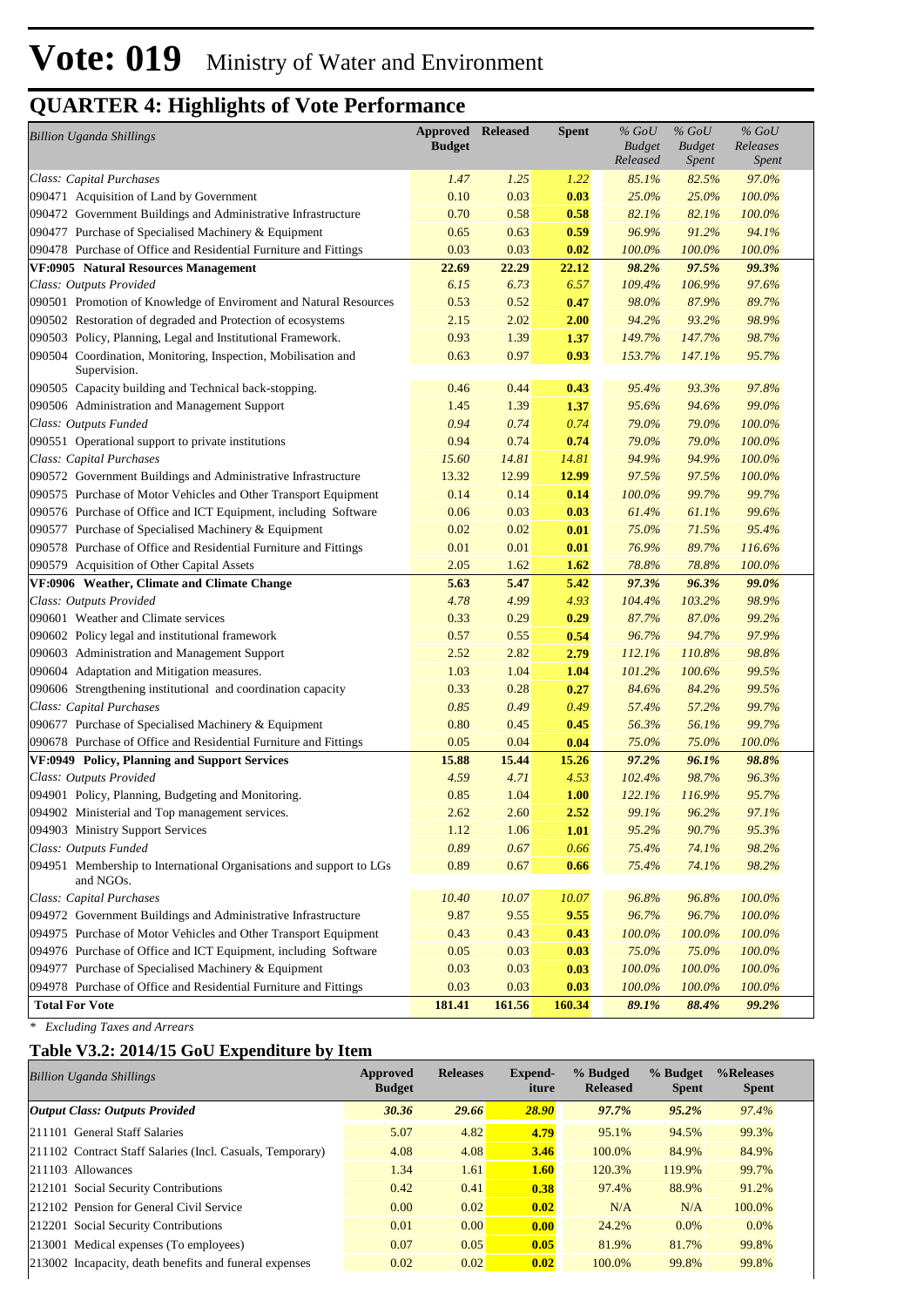# Vote: 019 Ministry of Water and Environment

## QUARTER 4: Highlights of Vote Performance

| *Billion Uganda Shillings* | Approved Budget | Released | Spent | *% GoU Budget Released* | *% GoU Budget Spent* | *% GoU Releases Spent* |
|---|---|---|---|---|---|---|
| *Class: Capital Purchases* | *1.47* | *1.25* | *1.22* | *85.1%* | *82.5%* | *97.0%* |
| 090471 Acquisition of Land by Government | 0.10 | 0.03 | **0.03** | *25.0%* | *25.0%* | *100.0%* |
| 090472 Government Buildings and Administrative Infrastructure | 0.70 | 0.58 | **0.58** | *82.1%* | *82.1%* | *100.0%* |
| 090477 Purchase of Specialised Machinery & Equipment | 0.65 | 0.63 | **0.59** | *96.9%* | *91.2%* | *94.1%* |
| 090478 Purchase of Office and Residential Furniture and Fittings | 0.03 | 0.03 | **0.02** | *100.0%* | *100.0%* | *100.0%* |
| **VF:0905 Natural Resources Management** | **22.69** | **22.29** | **22.12** | ***98.2%*** | ***97.5%*** | ***99.3%*** |
| *Class: Outputs Provided* | *6.15* | *6.73* | *6.57* | *109.4%* | *106.9%* | *97.6%* |
| 090501 Promotion of Knowledge of Enviroment and Natural Resources | 0.53 | 0.52 | **0.47** | *98.0%* | *87.9%* | *89.7%* |
| 090502 Restoration of degraded and Protection of ecosystems | 2.15 | 2.02 | **2.00** | *94.2%* | *93.2%* | *98.9%* |
| 090503 Policy, Planning, Legal and Institutional Framework. | 0.93 | 1.39 | **1.37** | *149.7%* | *147.7%* | *98.7%* |
| 090504 Coordination, Monitoring, Inspection, Mobilisation and Supervision. | 0.63 | 0.97 | **0.93** | *153.7%* | *147.1%* | *95.7%* |
| 090505 Capacity building and Technical back-stopping. | 0.46 | 0.44 | **0.43** | *95.4%* | *93.3%* | *97.8%* |
| 090506 Administration and Management Support | 1.45 | 1.39 | **1.37** | *95.6%* | *94.6%* | *99.0%* |
| *Class: Outputs Funded* | *0.94* | *0.74* | *0.74* | *79.0%* | *79.0%* | *100.0%* |
| 090551 Operational support to private institutions | 0.94 | 0.74 | **0.74** | *79.0%* | *79.0%* | *100.0%* |
| *Class: Capital Purchases* | *15.60* | *14.81* | *14.81* | *94.9%* | *94.9%* | *100.0%* |
| 090572 Government Buildings and Administrative Infrastructure | 13.32 | 12.99 | **12.99** | *97.5%* | *97.5%* | *100.0%* |
| 090575 Purchase of Motor Vehicles and Other Transport Equipment | 0.14 | 0.14 | **0.14** | *100.0%* | *99.7%* | *99.7%* |
| 090576 Purchase of Office and ICT Equipment, including Software | 0.06 | 0.03 | **0.03** | *61.4%* | *61.1%* | *99.6%* |
| 090577 Purchase of Specialised Machinery & Equipment | 0.02 | 0.02 | **0.01** | *75.0%* | *71.5%* | *95.4%* |
| 090578 Purchase of Office and Residential Furniture and Fittings | 0.01 | 0.01 | **0.01** | *76.9%* | *89.7%* | *116.6%* |
| 090579 Acquisition of Other Capital Assets | 2.05 | 1.62 | **1.62** | *78.8%* | *78.8%* | *100.0%* |
| **VF:0906 Weather, Climate and Climate Change** | **5.63** | **5.47** | **5.42** | ***97.3%*** | ***96.3%*** | ***99.0%*** |
| *Class: Outputs Provided* | *4.78* | *4.99* | *4.93* | *104.4%* | *103.2%* | *98.9%* |
| 090601 Weather and Climate services | 0.33 | 0.29 | **0.29** | *87.7%* | *87.0%* | *99.2%* |
| 090602 Policy legal and institutional framework | 0.57 | 0.55 | **0.54** | *96.7%* | *94.7%* | *97.9%* |
| 090603 Administration and Management Support | 2.52 | 2.82 | **2.79** | *112.1%* | *110.8%* | *98.8%* |
| 090604 Adaptation and Mitigation measures. | 1.03 | 1.04 | **1.04** | *101.2%* | *100.6%* | *99.5%* |
| 090606 Strengthening institutional and coordination capacity | 0.33 | 0.28 | **0.27** | *84.6%* | *84.2%* | *99.5%* |
| *Class: Capital Purchases* | *0.85* | *0.49* | *0.49* | *57.4%* | *57.2%* | *99.7%* |
| 090677 Purchase of Specialised Machinery & Equipment | 0.80 | 0.45 | **0.45** | *56.3%* | *56.1%* | *99.7%* |
| 090678 Purchase of Office and Residential Furniture and Fittings | 0.05 | 0.04 | **0.04** | *75.0%* | *75.0%* | *100.0%* |
| **VF:0949 Policy, Planning and Support Services** | **15.88** | **15.44** | **15.26** | ***97.2%*** | ***96.1%*** | ***98.8%*** |
| *Class: Outputs Provided* | *4.59* | *4.71* | *4.53* | *102.4%* | *98.7%* | *96.3%* |
| 094901 Policy, Planning, Budgeting and Monitoring. | 0.85 | 1.04 | **1.00** | *122.1%* | *116.9%* | *95.7%* |
| 094902 Ministerial and Top management services. | 2.62 | 2.60 | **2.52** | *99.1%* | *96.2%* | *97.1%* |
| 094903 Ministry Support Services | 1.12 | 1.06 | **1.01** | *95.2%* | *90.7%* | *95.3%* |
| *Class: Outputs Funded* | *0.89* | *0.67* | *0.66* | *75.4%* | *74.1%* | *98.2%* |
| 094951 Membership to International Organisations and support to LGs and NGOs. | 0.89 | 0.67 | **0.66** | *75.4%* | *74.1%* | *98.2%* |
| *Class: Capital Purchases* | *10.40* | *10.07* | *10.07* | *96.8%* | *96.8%* | *100.0%* |
| 094972 Government Buildings and Administrative Infrastructure | 9.87 | 9.55 | **9.55** | *96.7%* | *96.7%* | *100.0%* |
| 094975 Purchase of Motor Vehicles and Other Transport Equipment | 0.43 | 0.43 | **0.43** | *100.0%* | *100.0%* | *100.0%* |
| 094976 Purchase of Office and ICT Equipment, including Software | 0.05 | 0.03 | **0.03** | *75.0%* | *75.0%* | *100.0%* |
| 094977 Purchase of Specialised Machinery & Equipment | 0.03 | 0.03 | **0.03** | *100.0%* | *100.0%* | *100.0%* |
| 094978 Purchase of Office and Residential Furniture and Fittings | 0.03 | 0.03 | **0.03** | *100.0%* | *100.0%* | *100.0%* |
| **Total For Vote** | **181.41** | **161.56** | **160.34** | ***89.1%*** | ***88.4%*** | ***99.2%*** |

*\* Excluding Taxes and Arrears*

### Table V3.2: 2014/15 GoU Expenditure by Item

| *Billion Uganda Shillings* | Approved Budget | Releases | Expend-iture | % Budged Released | % Budget Spent | %Releases Spent |
|---|---|---|---|---|---|---|
| ***Output Class: Outputs Provided*** | ***30.36*** | ***29.66*** | ***28.90*** | ***97.7%*** | ***95.2%*** | *97.4%* |
| 211101 General Staff Salaries | 5.07 | 4.82 | **4.79** | 95.1% | 94.5% | 99.3% |
| 211102 Contract Staff Salaries (Incl. Casuals, Temporary) | 4.08 | 4.08 | **3.46** | 100.0% | 84.9% | 84.9% |
| 211103 Allowances | 1.34 | 1.61 | **1.60** | 120.3% | 119.9% | 99.7% |
| 212101 Social Security Contributions | 0.42 | 0.41 | **0.38** | 97.4% | 88.9% | 91.2% |
| 212102 Pension for General Civil Service | 0.00 | 0.02 | **0.02** | N/A | N/A | 100.0% |
| 212201 Social Security Contributions | 0.01 | 0.00 | **0.00** | 24.2% | 0.0% | 0.0% |
| 213001 Medical expenses (To employees) | 0.07 | 0.05 | **0.05** | 81.9% | 81.7% | 99.8% |
| 213002 Incapacity, death benefits and funeral expenses | 0.02 | 0.02 | **0.02** | 100.0% | 99.8% | 99.8% |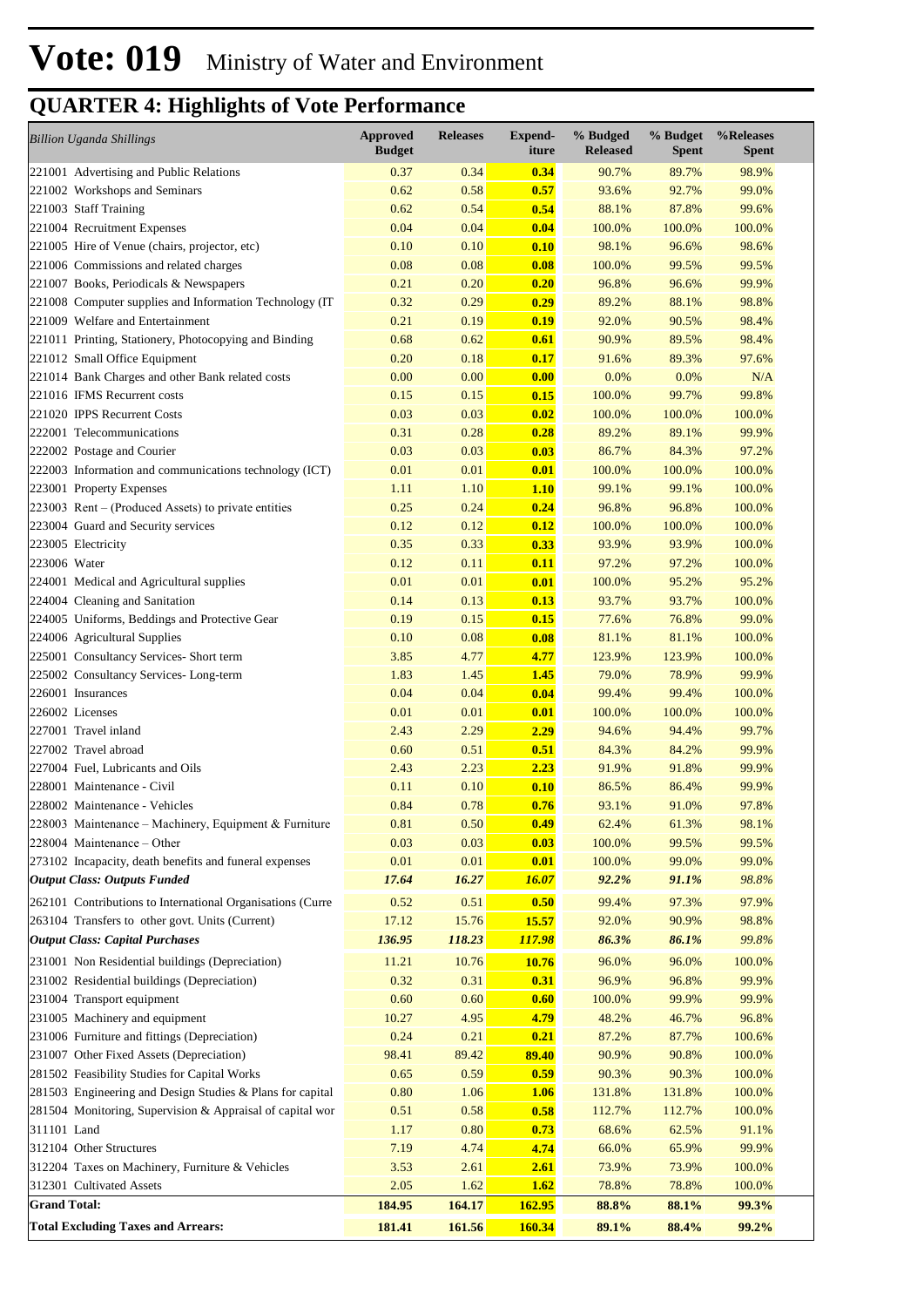# Vote: 019 Ministry of Water and Environment

## QUARTER 4: Highlights of Vote Performance

| *Billion Uganda Shillings* | Approved Budget | Releases | Expend-iture | % Budged Released | % Budget Spent | %Releases Spent |
|---|---|---|---|---|---|---|
| 221001 Advertising and Public Relations | 0.37 | 0.34 | **0.34** | 90.7% | 89.7% | 98.9% |
| 221002 Workshops and Seminars | 0.62 | 0.58 | **0.57** | 93.6% | 92.7% | 99.0% |
| 221003 Staff Training | 0.62 | 0.54 | **0.54** | 88.1% | 87.8% | 99.6% |
| 221004 Recruitment Expenses | 0.04 | 0.04 | **0.04** | 100.0% | 100.0% | 100.0% |
| 221005 Hire of Venue (chairs, projector, etc) | 0.10 | 0.10 | **0.10** | 98.1% | 96.6% | 98.6% |
| 221006 Commissions and related charges | 0.08 | 0.08 | **0.08** | 100.0% | 99.5% | 99.5% |
| 221007 Books, Periodicals & Newspapers | 0.21 | 0.20 | **0.20** | 96.8% | 96.6% | 99.9% |
| 221008 Computer supplies and Information Technology (IT | 0.32 | 0.29 | **0.29** | 89.2% | 88.1% | 98.8% |
| 221009 Welfare and Entertainment | 0.21 | 0.19 | **0.19** | 92.0% | 90.5% | 98.4% |
| 221011 Printing, Stationery, Photocopying and Binding | 0.68 | 0.62 | **0.61** | 90.9% | 89.5% | 98.4% |
| 221012 Small Office Equipment | 0.20 | 0.18 | **0.17** | 91.6% | 89.3% | 97.6% |
| 221014 Bank Charges and other Bank related costs | 0.00 | 0.00 | **0.00** | 0.0% | 0.0% | N/A |
| 221016 IFMS Recurrent costs | 0.15 | 0.15 | **0.15** | 100.0% | 99.7% | 99.8% |
| 221020 IPPS Recurrent Costs | 0.03 | 0.03 | **0.02** | 100.0% | 100.0% | 100.0% |
| 222001 Telecommunications | 0.31 | 0.28 | **0.28** | 89.2% | 89.1% | 99.9% |
| 222002 Postage and Courier | 0.03 | 0.03 | **0.03** | 86.7% | 84.3% | 97.2% |
| 222003 Information and communications technology (ICT) | 0.01 | 0.01 | **0.01** | 100.0% | 100.0% | 100.0% |
| 223001 Property Expenses | 1.11 | 1.10 | **1.10** | 99.1% | 99.1% | 100.0% |
| 223003 Rent – (Produced Assets) to private entities | 0.25 | 0.24 | **0.24** | 96.8% | 96.8% | 100.0% |
| 223004 Guard and Security services | 0.12 | 0.12 | **0.12** | 100.0% | 100.0% | 100.0% |
| 223005 Electricity | 0.35 | 0.33 | **0.33** | 93.9% | 93.9% | 100.0% |
| 223006 Water | 0.12 | 0.11 | **0.11** | 97.2% | 97.2% | 100.0% |
| 224001 Medical and Agricultural supplies | 0.01 | 0.01 | **0.01** | 100.0% | 95.2% | 95.2% |
| 224004 Cleaning and Sanitation | 0.14 | 0.13 | **0.13** | 93.7% | 93.7% | 100.0% |
| 224005 Uniforms, Beddings and Protective Gear | 0.19 | 0.15 | **0.15** | 77.6% | 76.8% | 99.0% |
| 224006 Agricultural Supplies | 0.10 | 0.08 | **0.08** | 81.1% | 81.1% | 100.0% |
| 225001 Consultancy Services- Short term | 3.85 | 4.77 | **4.77** | 123.9% | 123.9% | 100.0% |
| 225002 Consultancy Services- Long-term | 1.83 | 1.45 | **1.45** | 79.0% | 78.9% | 99.9% |
| 226001 Insurances | 0.04 | 0.04 | **0.04** | 99.4% | 99.4% | 100.0% |
| 226002 Licenses | 0.01 | 0.01 | **0.01** | 100.0% | 100.0% | 100.0% |
| 227001 Travel inland | 2.43 | 2.29 | **2.29** | 94.6% | 94.4% | 99.7% |
| 227002 Travel abroad | 0.60 | 0.51 | **0.51** | 84.3% | 84.2% | 99.9% |
| 227004 Fuel, Lubricants and Oils | 2.43 | 2.23 | **2.23** | 91.9% | 91.8% | 99.9% |
| 228001 Maintenance - Civil | 0.11 | 0.10 | **0.10** | 86.5% | 86.4% | 99.9% |
| 228002 Maintenance - Vehicles | 0.84 | 0.78 | **0.76** | 93.1% | 91.0% | 97.8% |
| 228003 Maintenance – Machinery, Equipment & Furniture | 0.81 | 0.50 | **0.49** | 62.4% | 61.3% | 98.1% |
| 228004 Maintenance – Other | 0.03 | 0.03 | **0.03** | 100.0% | 99.5% | 99.5% |
| 273102 Incapacity, death benefits and funeral expenses | 0.01 | 0.01 | **0.01** | 100.0% | 99.0% | 99.0% |
| ***Output Class: Outputs Funded*** | ***17.64*** | ***16.27*** | ***16.07*** | ***92.2%*** | ***91.1%*** | *98.8%* |
| 262101 Contributions to International Organisations (Curre | 0.52 | 0.51 | **0.50** | 99.4% | 97.3% | 97.9% |
| 263104 Transfers to other govt. Units (Current) | 17.12 | 15.76 | **15.57** | 92.0% | 90.9% | 98.8% |
| ***Output Class: Capital Purchases*** | ***136.95*** | ***118.23*** | ***117.98*** | ***86.3%*** | ***86.1%*** | *99.8%* |
| 231001 Non Residential buildings (Depreciation) | 11.21 | 10.76 | **10.76** | 96.0% | 96.0% | 100.0% |
| 231002 Residential buildings (Depreciation) | 0.32 | 0.31 | **0.31** | 96.9% | 96.8% | 99.9% |
| 231004 Transport equipment | 0.60 | 0.60 | **0.60** | 100.0% | 99.9% | 99.9% |
| 231005 Machinery and equipment | 10.27 | 4.95 | **4.79** | 48.2% | 46.7% | 96.8% |
| 231006 Furniture and fittings (Depreciation) | 0.24 | 0.21 | **0.21** | 87.2% | 87.7% | 100.6% |
| 231007 Other Fixed Assets (Depreciation) | 98.41 | 89.42 | **89.40** | 90.9% | 90.8% | 100.0% |
| 281502 Feasibility Studies for Capital Works | 0.65 | 0.59 | **0.59** | 90.3% | 90.3% | 100.0% |
| 281503 Engineering and Design Studies & Plans for capital | 0.80 | 1.06 | **1.06** | 131.8% | 131.8% | 100.0% |
| 281504 Monitoring, Supervision & Appraisal of capital wor | 0.51 | 0.58 | **0.58** | 112.7% | 112.7% | 100.0% |
| 311101 Land | 1.17 | 0.80 | **0.73** | 68.6% | 62.5% | 91.1% |
| 312104 Other Structures | 7.19 | 4.74 | **4.74** | 66.0% | 65.9% | 99.9% |
| 312204 Taxes on Machinery, Furniture & Vehicles | 3.53 | 2.61 | **2.61** | 73.9% | 73.9% | 100.0% |
| 312301 Cultivated Assets | 2.05 | 1.62 | **1.62** | 78.8% | 78.8% | 100.0% |
| **Grand Total:** | **184.95** | **164.17** | **162.95** | **88.8%** | **88.1%** | **99.3%** |
| **Total Excluding Taxes and Arrears:** | **181.41** | **161.56** | **160.34** | **89.1%** | **88.4%** | **99.2%** |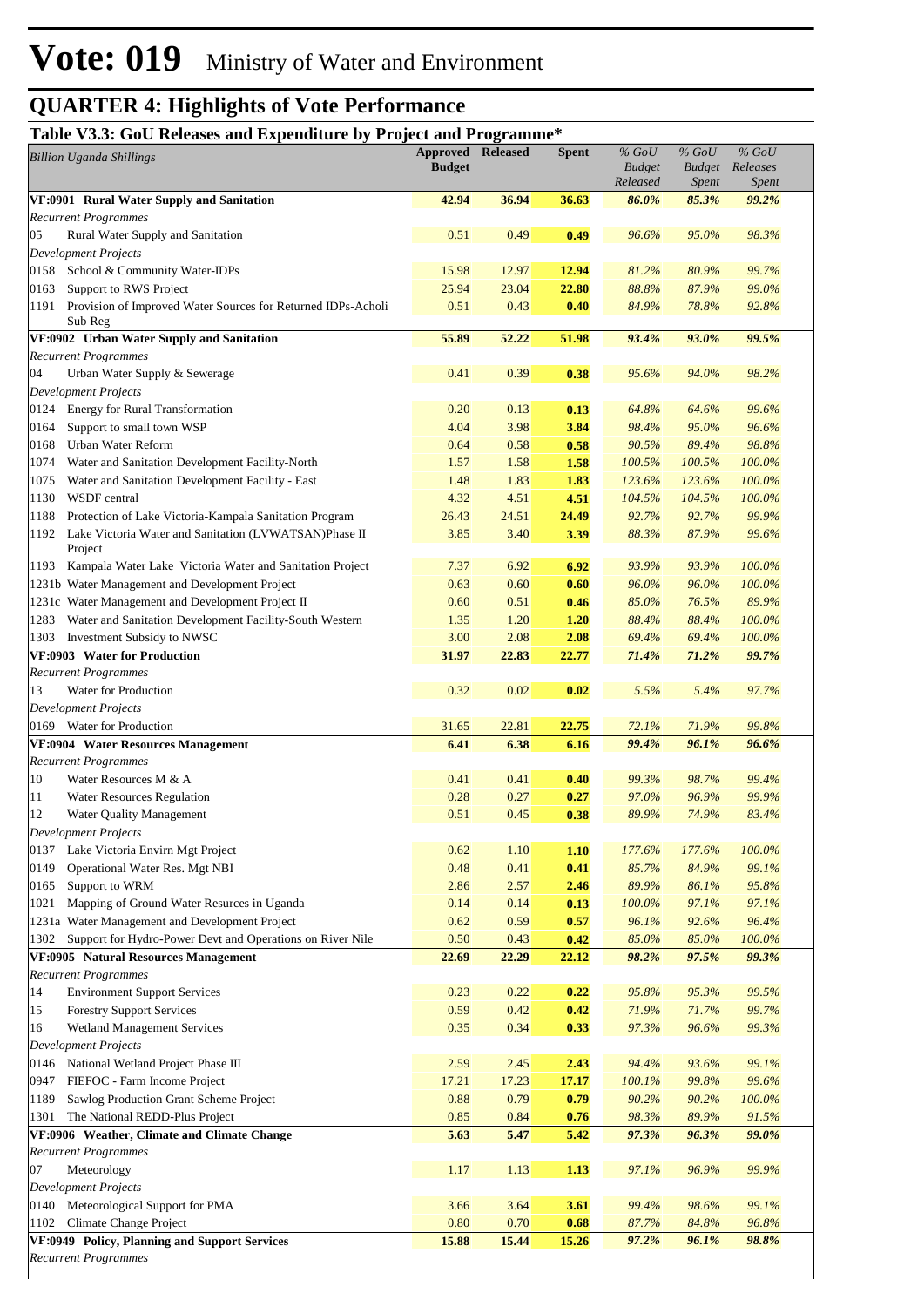# Vote: 019 Ministry of Water and Environment

## QUARTER 4: Highlights of Vote Performance

### Table V3.3: GoU Releases and Expenditure by Project and Programme*

| *Billion Uganda Shillings* | Approved Budget | Released | Spent | *% GoU Budget Released* | *% GoU Budget Spent* | *% GoU Releases Spent* |
|---|---|---|---|---|---|---|
| **VF:0901 Rural Water Supply and Sanitation** | **42.94** | **36.94** | **36.63** | ***86.0%*** | ***85.3%*** | ***99.2%*** |
| *Recurrent Programmes* | | | | | | |
| 05 Rural Water Supply and Sanitation | 0.51 | 0.49 | **0.49** | *96.6%* | *95.0%* | *98.3%* |
| *Development Projects* | | | | | | |
| 0158 School & Community Water-IDPs | 15.98 | 12.97 | **12.94** | *81.2%* | *80.9%* | *99.7%* |
| 0163 Support to RWS Project | 25.94 | 23.04 | **22.80** | *88.8%* | *87.9%* | *99.0%* |
| 1191 Provision of Improved Water Sources for Returned IDPs-Acholi Sub Reg | 0.51 | 0.43 | **0.40** | *84.9%* | *78.8%* | *92.8%* |
| **VF:0902 Urban Water Supply and Sanitation** | **55.89** | **52.22** | **51.98** | ***93.4%*** | ***93.0%*** | ***99.5%*** |
| *Recurrent Programmes* | | | | | | |
| 04 Urban Water Supply & Sewerage | 0.41 | 0.39 | **0.38** | *95.6%* | *94.0%* | *98.2%* |
| *Development Projects* | | | | | | |
| 0124 Energy for Rural Transformation | 0.20 | 0.13 | **0.13** | *64.8%* | *64.6%* | *99.6%* |
| 0164 Support to small town WSP | 4.04 | 3.98 | **3.84** | *98.4%* | *95.0%* | *96.6%* |
| 0168 Urban Water Reform | 0.64 | 0.58 | **0.58** | *90.5%* | *89.4%* | *98.8%* |
| 1074 Water and Sanitation Development Facility-North | 1.57 | 1.58 | **1.58** | *100.5%* | *100.5%* | *100.0%* |
| 1075 Water and Sanitation Development Facility - East | 1.48 | 1.83 | **1.83** | *123.6%* | *123.6%* | *100.0%* |
| 1130 WSDF central | 4.32 | 4.51 | **4.51** | *104.5%* | *104.5%* | *100.0%* |
| 1188 Protection of Lake Victoria-Kampala Sanitation Program | 26.43 | 24.51 | **24.49** | *92.7%* | *92.7%* | *99.9%* |
| 1192 Lake Victoria Water and Sanitation (LVWATSAN)Phase II Project | 3.85 | 3.40 | **3.39** | *88.3%* | *87.9%* | *99.6%* |
| 1193 Kampala Water Lake Victoria Water and Sanitation Project | 7.37 | 6.92 | **6.92** | *93.9%* | *93.9%* | *100.0%* |
| 1231b Water Management and Development Project | 0.63 | 0.60 | **0.60** | *96.0%* | *96.0%* | *100.0%* |
| 1231c Water Management and Development Project II | 0.60 | 0.51 | **0.46** | *85.0%* | *76.5%* | *89.9%* |
| 1283 Water and Sanitation Development Facility-South Western | 1.35 | 1.20 | **1.20** | *88.4%* | *88.4%* | *100.0%* |
| 1303 Investment Subsidy to NWSC | 3.00 | 2.08 | **2.08** | *69.4%* | *69.4%* | *100.0%* |
| **VF:0903 Water for Production** | **31.97** | **22.83** | **22.77** | ***71.4%*** | ***71.2%*** | ***99.7%*** |
| *Recurrent Programmes* | | | | | | |
| 13 Water for Production | 0.32 | 0.02 | **0.02** | *5.5%* | *5.4%* | *97.7%* |
| *Development Projects* | | | | | | |
| 0169 Water for Production | 31.65 | 22.81 | **22.75** | *72.1%* | *71.9%* | *99.8%* |
| **VF:0904 Water Resources Management** | **6.41** | **6.38** | **6.16** | ***99.4%*** | ***96.1%*** | ***96.6%*** |
| *Recurrent Programmes* | | | | | | |
| 10 Water Resources M & A | 0.41 | 0.41 | **0.40** | *99.3%* | *98.7%* | *99.4%* |
| 11 Water Resources Regulation | 0.28 | 0.27 | **0.27** | *97.0%* | *96.9%* | *99.9%* |
| 12 Water Quality Management | 0.51 | 0.45 | **0.38** | *89.9%* | *74.9%* | *83.4%* |
| *Development Projects* | | | | | | |
| 0137 Lake Victoria Envirn Mgt Project | 0.62 | 1.10 | **1.10** | *177.6%* | *177.6%* | *100.0%* |
| 0149 Operational Water Res. Mgt NBI | 0.48 | 0.41 | **0.41** | *85.7%* | *84.9%* | *99.1%* |
| 0165 Support to WRM | 2.86 | 2.57 | **2.46** | *89.9%* | *86.1%* | *95.8%* |
| 1021 Mapping of Ground Water Resurces in Uganda | 0.14 | 0.14 | **0.13** | *100.0%* | *97.1%* | *97.1%* |
| 1231a Water Management and Development Project | 0.62 | 0.59 | **0.57** | *96.1%* | *92.6%* | *96.4%* |
| 1302 Support for Hydro-Power Devt and Operations on River Nile | 0.50 | 0.43 | **0.42** | *85.0%* | *85.0%* | *100.0%* |
| **VF:0905 Natural Resources Management** | **22.69** | **22.29** | **22.12** | ***98.2%*** | ***97.5%*** | ***99.3%*** |
| *Recurrent Programmes* | | | | | | |
| 14 Environment Support Services | 0.23 | 0.22 | **0.22** | *95.8%* | *95.3%* | *99.5%* |
| 15 Forestry Support Services | 0.59 | 0.42 | **0.42** | *71.9%* | *71.7%* | *99.7%* |
| 16 Wetland Management Services | 0.35 | 0.34 | **0.33** | *97.3%* | *96.6%* | *99.3%* |
| *Development Projects* | | | | | | |
| 0146 National Wetland Project Phase III | 2.59 | 2.45 | **2.43** | *94.4%* | *93.6%* | *99.1%* |
| 0947 FIEFOC - Farm Income Project | 17.21 | 17.23 | **17.17** | *100.1%* | *99.8%* | *99.6%* |
| 1189 Sawlog Production Grant Scheme Project | 0.88 | 0.79 | **0.79** | *90.2%* | *90.2%* | *100.0%* |
| 1301 The National REDD-Plus Project | 0.85 | 0.84 | **0.76** | *98.3%* | *89.9%* | *91.5%* |
| **VF:0906 Weather, Climate and Climate Change** | **5.63** | **5.47** | **5.42** | ***97.3%*** | ***96.3%*** | ***99.0%*** |
| *Recurrent Programmes* | | | | | | |
| 07 Meteorology | 1.17 | 1.13 | **1.13** | *97.1%* | *96.9%* | *99.9%* |
| *Development Projects* | | | | | | |
| 0140 Meteorological Support for PMA | 3.66 | 3.64 | **3.61** | *99.4%* | *98.6%* | *99.1%* |
| 1102 Climate Change Project | 0.80 | 0.70 | **0.68** | *87.7%* | *84.8%* | *96.8%* |
| **VF:0949 Policy, Planning and Support Services** | **15.88** | **15.44** | **15.26** | ***97.2%*** | ***96.1%*** | ***98.8%*** |
| *Recurrent Programmes* | | | | | | |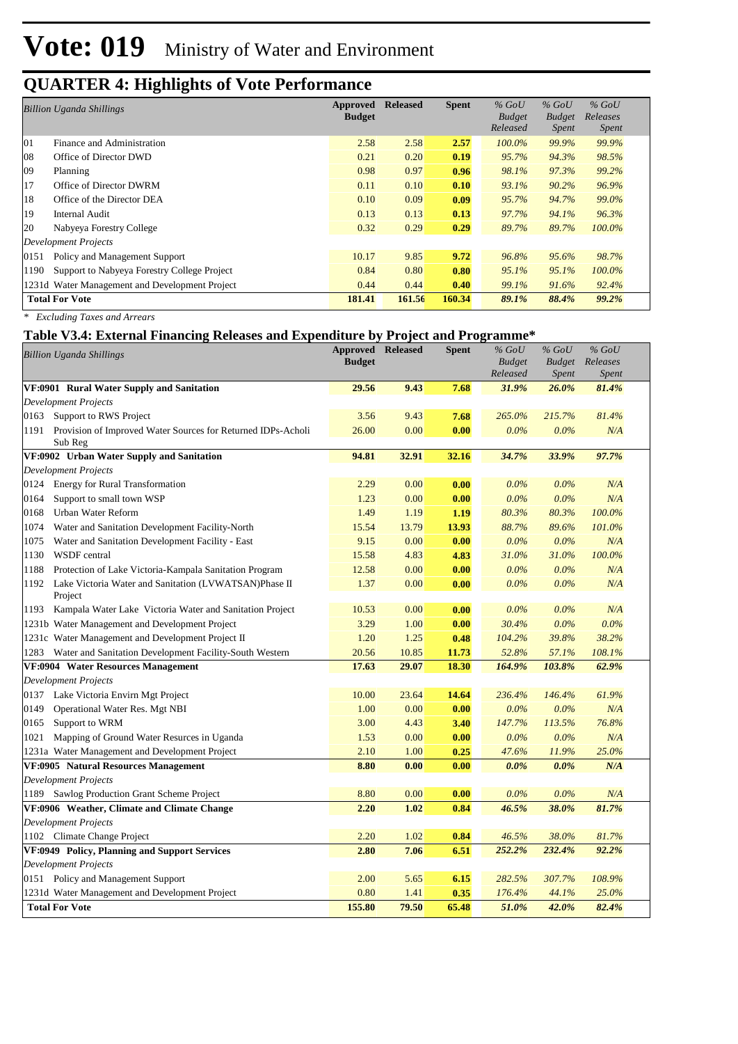# Vote: 019 Ministry of Water and Environment

## QUARTER 4: Highlights of Vote Performance

| *Billion Uganda Shillings* | | Approved Budget | Released | Spent | *% GoU Budget Released* | *% GoU Budget Spent* | *% GoU Releases Spent* |
|---|---|---|---|---|---|---|---|
| 01 | Finance and Administration | 2.58 | 2.58 | **2.57** | *100.0%* | *99.9%* | *99.9%* |
| 08 | Office of Director DWD | 0.21 | 0.20 | **0.19** | *95.7%* | *94.3%* | *98.5%* |
| 09 | Planning | 0.98 | 0.97 | **0.96** | *98.1%* | *97.3%* | *99.2%* |
| 17 | Office of Director DWRM | 0.11 | 0.10 | **0.10** | *93.1%* | *90.2%* | *96.9%* |
| 18 | Office of the Director DEA | 0.10 | 0.09 | **0.09** | *95.7%* | *94.7%* | *99.0%* |
| 19 | Internal Audit | 0.13 | 0.13 | **0.13** | *97.7%* | *94.1%* | *96.3%* |
| 20 | Nabyeya Forestry College | 0.32 | 0.29 | **0.29** | *89.7%* | *89.7%* | *100.0%* |
| *Development Projects* | | | | | | | |
| 0151 | Policy and Management Support | 10.17 | 9.85 | **9.72** | *96.8%* | *95.6%* | *98.7%* |
| 1190 | Support to Nabyeya Forestry College Project | 0.84 | 0.80 | **0.80** | *95.1%* | *95.1%* | *100.0%* |
| 1231d | Water Management and Development Project | 0.44 | 0.44 | **0.40** | *99.1%* | *91.6%* | *92.4%* |
| **Total For Vote** | | **181.41** | **161.56** | **160.34** | ***89.1%*** | ***88.4%*** | ***99.2%*** |

*\* Excluding Taxes and Arrears*

### Table V3.4: External Financing Releases and Expenditure by Project and Programme*

| *Billion Uganda Shillings* | | Approved Budget | Released | Spent | *% GoU Budget Released* | *% GoU Budget Spent* | *% GoU Releases Spent* |
|---|---|---|---|---|---|---|---|
| **VF:0901 Rural Water Supply and Sanitation** | | **29.56** | **9.43** | **7.68** | ***31.9%*** | ***26.0%*** | ***81.4%*** |
| *Development Projects* | | | | | | | |
| 0163 | Support to RWS Project | 3.56 | 9.43 | **7.68** | *265.0%* | *215.7%* | *81.4%* |
| 1191 | Provision of Improved Water Sources for Returned IDPs-Acholi Sub Reg | 26.00 | 0.00 | **0.00** | *0.0%* | *0.0%* | *N/A* |
| **VF:0902 Urban Water Supply and Sanitation** | | **94.81** | **32.91** | **32.16** | ***34.7%*** | ***33.9%*** | ***97.7%*** |
| *Development Projects* | | | | | | | |
| 0124 | Energy for Rural Transformation | 2.29 | 0.00 | **0.00** | *0.0%* | *0.0%* | *N/A* |
| 0164 | Support to small town WSP | 1.23 | 0.00 | **0.00** | *0.0%* | *0.0%* | *N/A* |
| 0168 | Urban Water Reform | 1.49 | 1.19 | **1.19** | *80.3%* | *80.3%* | *100.0%* |
| 1074 | Water and Sanitation Development Facility-North | 15.54 | 13.79 | **13.93** | *88.7%* | *89.6%* | *101.0%* |
| 1075 | Water and Sanitation Development Facility - East | 9.15 | 0.00 | **0.00** | *0.0%* | *0.0%* | *N/A* |
| 1130 | WSDF central | 15.58 | 4.83 | **4.83** | *31.0%* | *31.0%* | *100.0%* |
| 1188 | Protection of Lake Victoria-Kampala Sanitation Program | 12.58 | 0.00 | **0.00** | *0.0%* | *0.0%* | *N/A* |
| 1192 | Lake Victoria Water and Sanitation (LVWATSAN)Phase II Project | 1.37 | 0.00 | **0.00** | *0.0%* | *0.0%* | *N/A* |
| 1193 | Kampala Water Lake Victoria Water and Sanitation Project | 10.53 | 0.00 | **0.00** | *0.0%* | *0.0%* | *N/A* |
| 1231b | Water Management and Development Project | 3.29 | 1.00 | **0.00** | *30.4%* | *0.0%* | *0.0%* |
| 1231c | Water Management and Development Project II | 1.20 | 1.25 | **0.48** | *104.2%* | *39.8%* | *38.2%* |
| 1283 | Water and Sanitation Development Facility-South Western | 20.56 | 10.85 | **11.73** | *52.8%* | *57.1%* | *108.1%* |
| **VF:0904 Water Resources Management** | | **17.63** | **29.07** | **18.30** | ***164.9%*** | ***103.8%*** | ***62.9%*** |
| *Development Projects* | | | | | | | |
| 0137 | Lake Victoria Envirn Mgt Project | 10.00 | 23.64 | **14.64** | *236.4%* | *146.4%* | *61.9%* |
| 0149 | Operational Water Res. Mgt NBI | 1.00 | 0.00 | **0.00** | *0.0%* | *0.0%* | *N/A* |
| 0165 | Support to WRM | 3.00 | 4.43 | **3.40** | *147.7%* | *113.5%* | *76.8%* |
| 1021 | Mapping of Ground Water Resurces in Uganda | 1.53 | 0.00 | **0.00** | *0.0%* | *0.0%* | *N/A* |
| 1231a | Water Management and Development Project | 2.10 | 1.00 | **0.25** | *47.6%* | *11.9%* | *25.0%* |
| **VF:0905 Natural Resources Management** | | **8.80** | **0.00** | **0.00** | ***0.0%*** | ***0.0%*** | ***N/A*** |
| *Development Projects* | | | | | | | |
| 1189 | Sawlog Production Grant Scheme Project | 8.80 | 0.00 | **0.00** | *0.0%* | *0.0%* | *N/A* |
| **VF:0906 Weather, Climate and Climate Change** | | **2.20** | **1.02** | **0.84** | ***46.5%*** | ***38.0%*** | ***81.7%*** |
| *Development Projects* | | | | | | | |
| 1102 | Climate Change Project | 2.20 | 1.02 | **0.84** | *46.5%* | *38.0%* | *81.7%* |
| **VF:0949 Policy, Planning and Support Services** | | **2.80** | **7.06** | **6.51** | ***252.2%*** | ***232.4%*** | ***92.2%*** |
| *Development Projects* | | | | | | | |
| 0151 | Policy and Management Support | 2.00 | 5.65 | **6.15** | *282.5%* | *307.7%* | *108.9%* |
| 1231d | Water Management and Development Project | 0.80 | 1.41 | **0.35** | *176.4%* | *44.1%* | *25.0%* |
| **Total For Vote** | | **155.80** | **79.50** | **65.48** | ***51.0%*** | ***42.0%*** | ***82.4%*** |